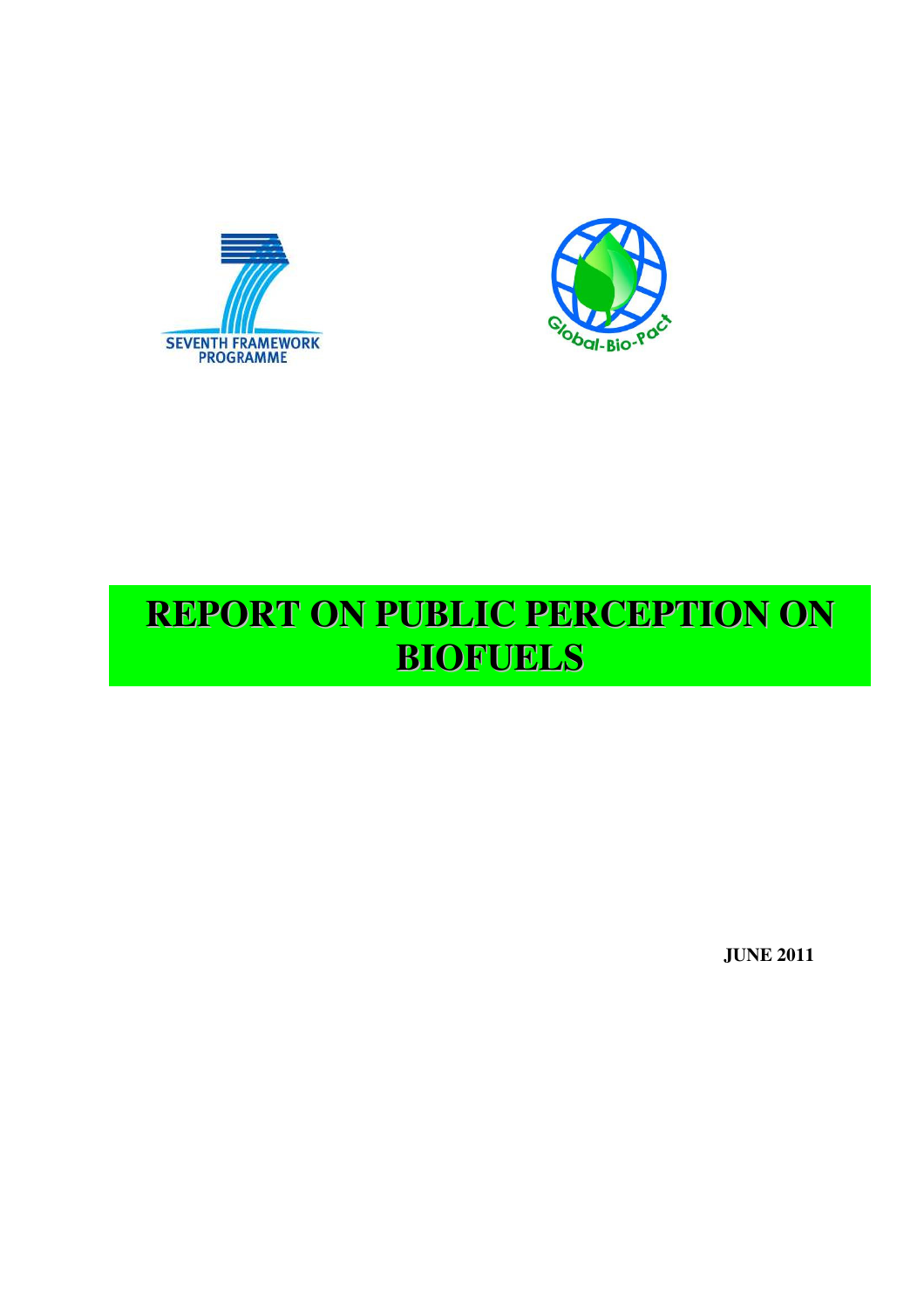SEVENTH FRAMEWORK PROGRAMME

Global-Bio-Pact

# REPORT ON PUBLIC PERCEPTION ON BIOFUELS

**JUNE 2011**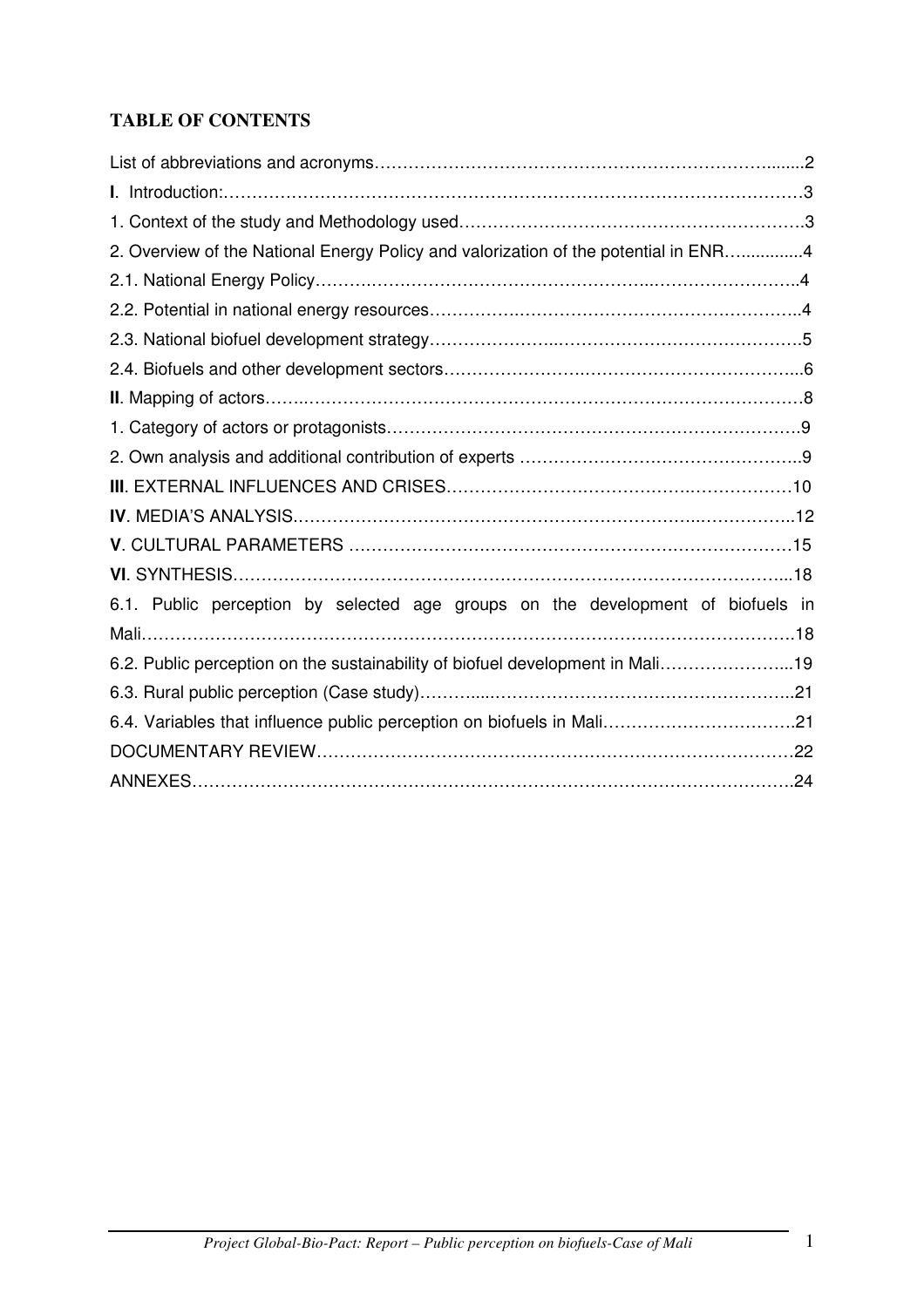## TABLE OF CONTENTS

List of abbreviations and acronyms……………………………………………………………........2

**I**. Introduction:………………………………………………………………………………………3

1. Context of the study and Methodology used…………………………………………………….3

2. Overview of the National Energy Policy and valorization of the potential in ENR…............4

2.1. National Energy Policy……………………………………………………..……………………..4

2.2. Potential in national energy resources…………….…………………………………………..4

2.3. National biofuel development strategy………………..……………………………………….5

2.4. Biofuels and other development sectors…………….………………………………………...6

**II**. Mapping of actors……..……………………………………………………………………………8

1. Category of actors or protagonists…………………………………………………………………9

2. Own analysis and additional contribution of experts ………………………………………….9

**III**. EXTERNAL INFLUENCES AND CRISES………………………………………….……………10

**IV**. MEDIA'S ANALYSIS…………………………………………………………………..……………..12

**V**. CULTURAL PARAMETERS ……………………………………………………………………15

**VI**. SYNTHESIS…………………………………………………………………………………...18

6.1. Public perception by selected age groups on the development of biofuels in Mali………………………………………………………………………………………………….18

6.2. Public perception on the sustainability of biofuel development in Mali…………………...19

6.3. Rural public perception (Case study)………....……………………………………………..21

6.4. Variables that influence public perception on biofuels in Mali…………………………….21

DOCUMENTARY REVIEW………………………………………………………………………22

ANNEXES……………………………………………………………………………………….24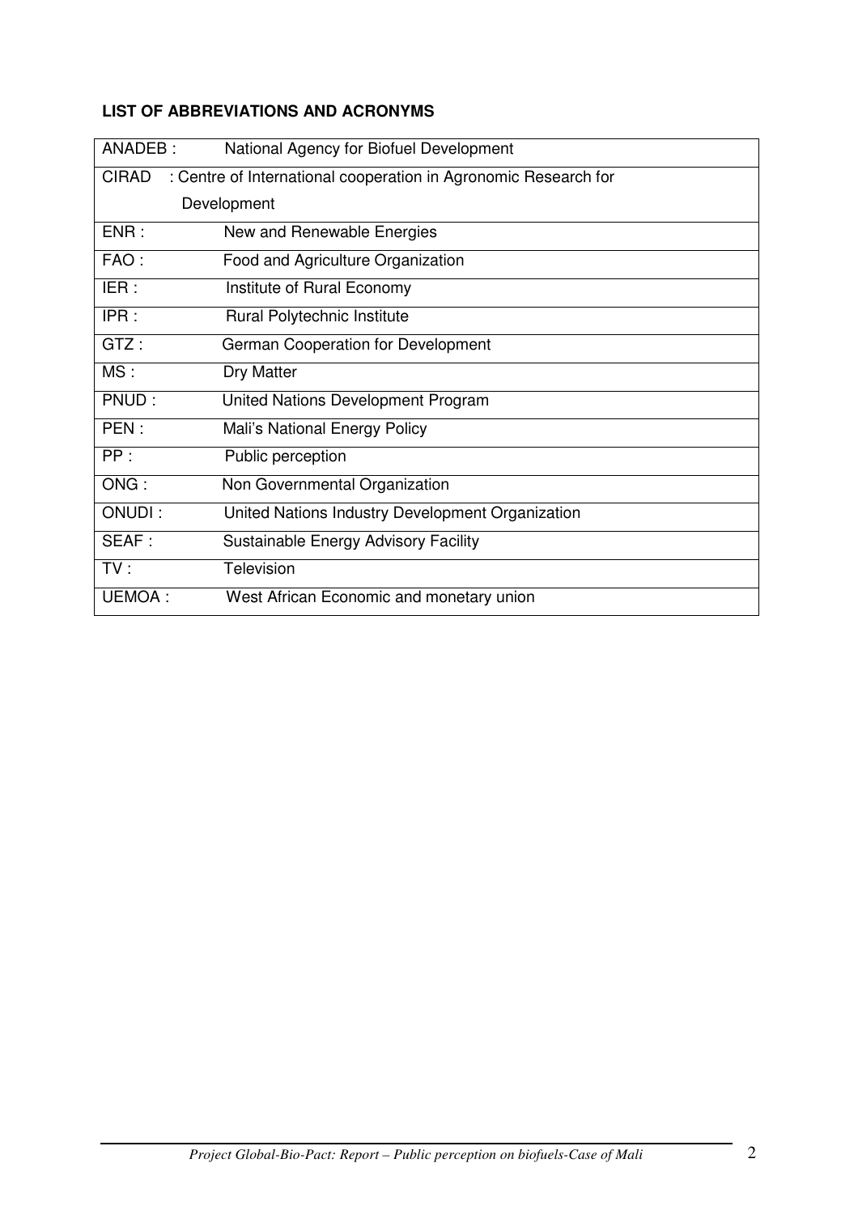**LIST OF ABBREVIATIONS AND ACRONYMS**

| | |
|---|---|
| ANADEB : | National Agency for Biofuel Development |
| CIRAD : | Centre of International cooperation in Agronomic Research for Development |
| ENR : | New and Renewable Energies |
| FAO : | Food and Agriculture Organization |
| IER : | Institute of Rural Economy |
| IPR : | Rural Polytechnic Institute |
| GTZ : | German Cooperation for Development |
| MS : | Dry Matter |
| PNUD : | United Nations Development Program |
| PEN : | Mali's National Energy Policy |
| PP : | Public perception |
| ONG : | Non Governmental Organization |
| ONUDI : | United Nations Industry Development Organization |
| SEAF : | Sustainable Energy Advisory Facility |
| TV : | Television |
| UEMOA : | West African Economic and monetary union |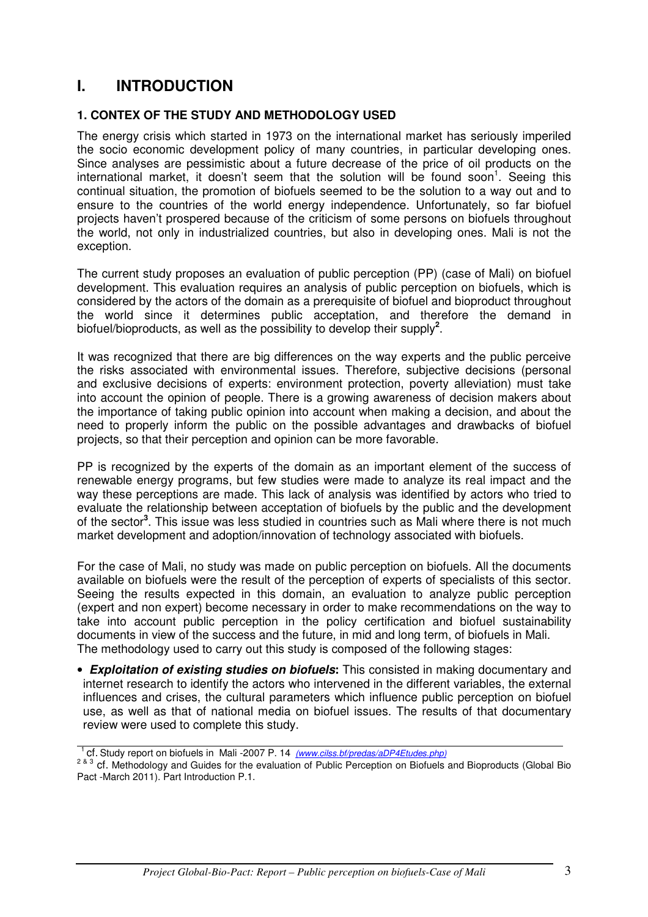# I. INTRODUCTION

### 1. CONTEX OF THE STUDY AND METHODOLOGY USED

The energy crisis which started in 1973 on the international market has seriously imperiled the socio economic development policy of many countries, in particular developing ones. Since analyses are pessimistic about a future decrease of the price of oil products on the international market, it doesn't seem that the solution will be found soon[1]. Seeing this continual situation, the promotion of biofuels seemed to be the solution to a way out and to ensure to the countries of the world energy independence. Unfortunately, so far biofuel projects haven't prospered because of the criticism of some persons on biofuels throughout the world, not only in industrialized countries, but also in developing ones. Mali is not the exception.

The current study proposes an evaluation of public perception (PP) (case of Mali) on biofuel development. This evaluation requires an analysis of public perception on biofuels, which is considered by the actors of the domain as a prerequisite of biofuel and bioproduct throughout the world since it determines public acceptation, and therefore the demand in biofuel/bioproducts, as well as the possibility to develop their supply[2].

It was recognized that there are big differences on the way experts and the public perceive the risks associated with environmental issues. Therefore, subjective decisions (personal and exclusive decisions of experts: environment protection, poverty alleviation) must take into account the opinion of people. There is a growing awareness of decision makers about the importance of taking public opinion into account when making a decision, and about the need to properly inform the public on the possible advantages and drawbacks of biofuel projects, so that their perception and opinion can be more favorable.

PP is recognized by the experts of the domain as an important element of the success of renewable energy programs, but few studies were made to analyze its real impact and the way these perceptions are made. This lack of analysis was identified by actors who tried to evaluate the relationship between acceptation of biofuels by the public and the development of the sector[3]. This issue was less studied in countries such as Mali where there is not much market development and adoption/innovation of technology associated with biofuels.

For the case of Mali, no study was made on public perception on biofuels. All the documents available on biofuels were the result of the perception of experts of specialists of this sector. Seeing the results expected in this domain, an evaluation to analyze public perception (expert and non expert) become necessary in order to make recommendations on the way to take into account public perception in the policy certification and biofuel sustainability documents in view of the success and the future, in mid and long term, of biofuels in Mali.
The methodology used to carry out this study is composed of the following stages:

- ***Exploitation of existing studies on biofuels*:** This consisted in making documentary and internet research to identify the actors who intervened in the different variables, the external influences and crises, the cultural parameters which influence public perception on biofuel use, as well as that of national media on biofuel issues. The results of that documentary review were used to complete this study.

---

[1] cf. Study report on biofuels in Mali -2007 P. 14 *(www.cilss.bf/predas/aDP4Etudes.php)*

[2 & 3] cf. Methodology and Guides for the evaluation of Public Perception on Biofuels and Bioproducts (Global Bio Pact -March 2011). Part Introduction P.1.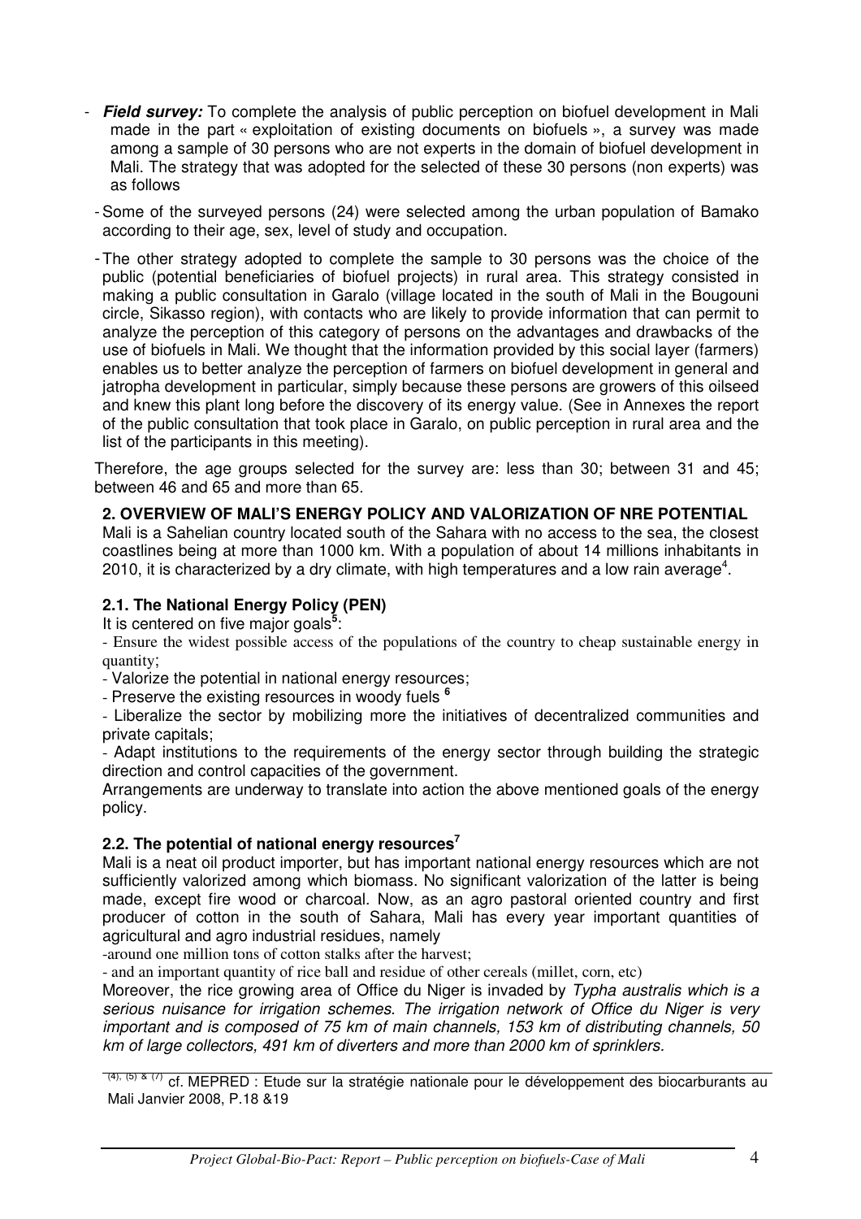- ***Field survey:*** To complete the analysis of public perception on biofuel development in Mali made in the part « exploitation of existing documents on biofuels », a survey was made among a sample of 30 persons who are not experts in the domain of biofuel development in Mali. The strategy that was adopted for the selected of these 30 persons (non experts) was as follows

  - Some of the surveyed persons (24) were selected among the urban population of Bamako according to their age, sex, level of study and occupation.
  - The other strategy adopted to complete the sample to 30 persons was the choice of the public (potential beneficiaries of biofuel projects) in rural area. This strategy consisted in making a public consultation in Garalo (village located in the south of Mali in the Bougouni circle, Sikasso region), with contacts who are likely to provide information that can permit to analyze the perception of this category of persons on the advantages and drawbacks of the use of biofuels in Mali. We thought that the information provided by this social layer (farmers) enables us to better analyze the perception of farmers on biofuel development in general and jatropha development in particular, simply because these persons are growers of this oilseed and knew this plant long before the discovery of its energy value. (See in Annexes the report of the public consultation that took place in Garalo, on public perception in rural area and the list of the participants in this meeting).

Therefore, the age groups selected for the survey are: less than 30; between 31 and 45; between 46 and 65 and more than 65.

## 2. OVERVIEW OF MALI'S ENERGY POLICY AND VALORIZATION OF NRE POTENTIAL

Mali is a Sahelian country located south of the Sahara with no access to the sea, the closest coastlines being at more than 1000 km. With a population of about 14 millions inhabitants in 2010, it is characterized by a dry climate, with high temperatures and a low rain average[4].

### 2.1. The National Energy Policy (PEN)

It is centered on five major goals[5]:

- Ensure the widest possible access of the populations of the country to cheap sustainable energy in quantity;
- Valorize the potential in national energy resources;
- Preserve the existing resources in woody fuels [6]
- Liberalize the sector by mobilizing more the initiatives of decentralized communities and private capitals;
- Adapt institutions to the requirements of the energy sector through building the strategic direction and control capacities of the government.

Arrangements are underway to translate into action the above mentioned goals of the energy policy.

### 2.2. The potential of national energy resources[7]

Mali is a neat oil product importer, but has important national energy resources which are not sufficiently valorized among which biomass. No significant valorization of the latter is being made, except fire wood or charcoal. Now, as an agro pastoral oriented country and first producer of cotton in the south of Sahara, Mali has every year important quantities of agricultural and agro industrial residues, namely

-around one million tons of cotton stalks after the harvest;

- and an important quantity of rice ball and residue of other cereals (millet, corn, etc)

Moreover, the rice growing area of Office du Niger is invaded by *Typha australis which is a serious nuisance for irrigation schemes. The irrigation network of Office du Niger is very important and is composed of 75 km of main channels, 153 km of distributing channels, 50 km of large collectors, 491 km of diverters and more than 2000 km of sprinklers.*

---

[(4), (5) & (7)] cf. MEPRED : Etude sur la stratégie nationale pour le développement des biocarburants au Mali Janvier 2008, P.18 &19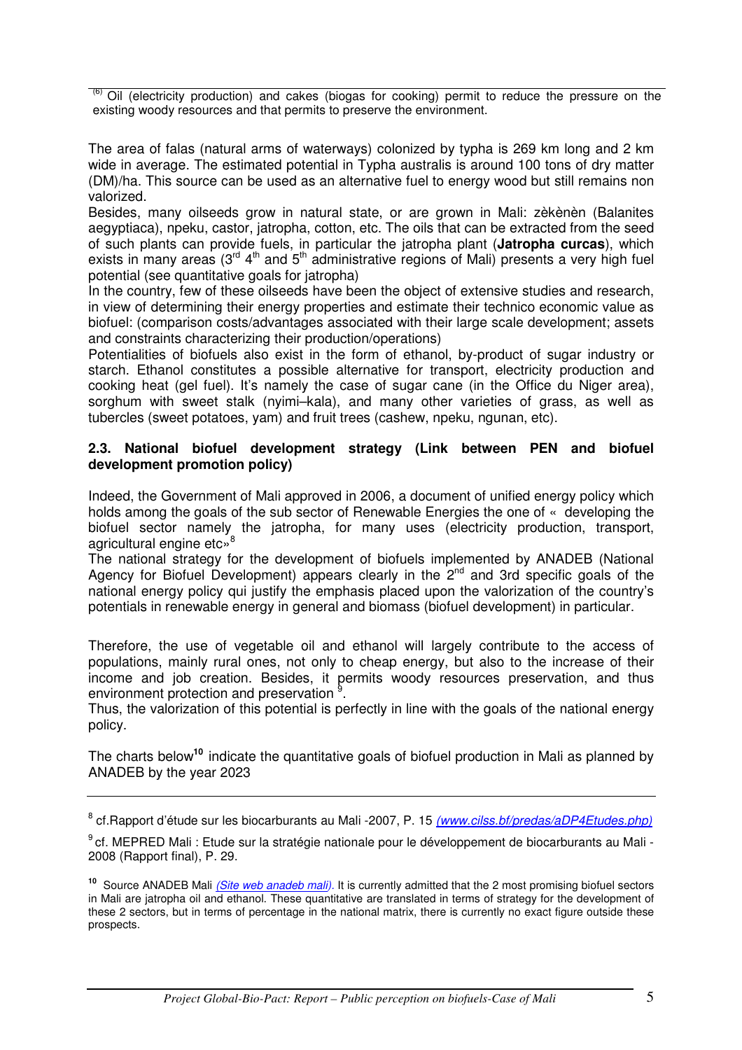[6] Oil (electricity production) and cakes (biogas for cooking) permit to reduce the pressure on the existing woody resources and that permits to preserve the environment.

The area of falas (natural arms of waterways) colonized by typha is 269 km long and 2 km wide in average. The estimated potential in Typha australis is around 100 tons of dry matter (DM)/ha. This source can be used as an alternative fuel to energy wood but still remains non valorized.

Besides, many oilseeds grow in natural state, or are grown in Mali: zèkènèn (Balanites aegyptiaca), npeku, castor, jatropha, cotton, etc. The oils that can be extracted from the seed of such plants can provide fuels, in particular the jatropha plant (**Jatropha curcas**), which exists in many areas (3rd 4th and 5th administrative regions of Mali) presents a very high fuel potential (see quantitative goals for jatropha)

In the country, few of these oilseeds have been the object of extensive studies and research, in view of determining their energy properties and estimate their technico economic value as biofuel: (comparison costs/advantages associated with their large scale development; assets and constraints characterizing their production/operations)

Potentialities of biofuels also exist in the form of ethanol, by-product of sugar industry or starch. Ethanol constitutes a possible alternative for transport, electricity production and cooking heat (gel fuel). It's namely the case of sugar cane (in the Office du Niger area), sorghum with sweet stalk (nyimi–kala), and many other varieties of grass, as well as tubercles (sweet potatoes, yam) and fruit trees (cashew, npeku, ngunan, etc).

### 2.3. National biofuel development strategy (Link between PEN and biofuel development promotion policy)

Indeed, the Government of Mali approved in 2006, a document of unified energy policy which holds among the goals of the sub sector of Renewable Energies the one of « developing the biofuel sector namely the jatropha, for many uses (electricity production, transport, agricultural engine etc»[8]

The national strategy for the development of biofuels implemented by ANADEB (National Agency for Biofuel Development) appears clearly in the 2nd and 3rd specific goals of the national energy policy qui justify the emphasis placed upon the valorization of the country's potentials in renewable energy in general and biomass (biofuel development) in particular.

Therefore, the use of vegetable oil and ethanol will largely contribute to the access of populations, mainly rural ones, not only to cheap energy, but also to the increase of their income and job creation. Besides, it permits woody resources preservation, and thus environment protection and preservation [9].

Thus, the valorization of this potential is perfectly in line with the goals of the national energy policy.

The charts below[10] indicate the quantitative goals of biofuel production in Mali as planned by ANADEB by the year 2023

---

[8] cf.Rapport d'étude sur les biocarburants au Mali -2007, P. 15 *(www.cilss.bf/predas/aDP4Etudes.php)*

[9] cf. MEPRED Mali : Etude sur la stratégie nationale pour le développement de biocarburants au Mali - 2008 (Rapport final), P. 29.

[10] Source ANADEB Mali *(Site web anadeb mali)*. It is currently admitted that the 2 most promising biofuel sectors in Mali are jatropha oil and ethanol. These quantitative are translated in terms of strategy for the development of these 2 sectors, but in terms of percentage in the national matrix, there is currently no exact figure outside these prospects.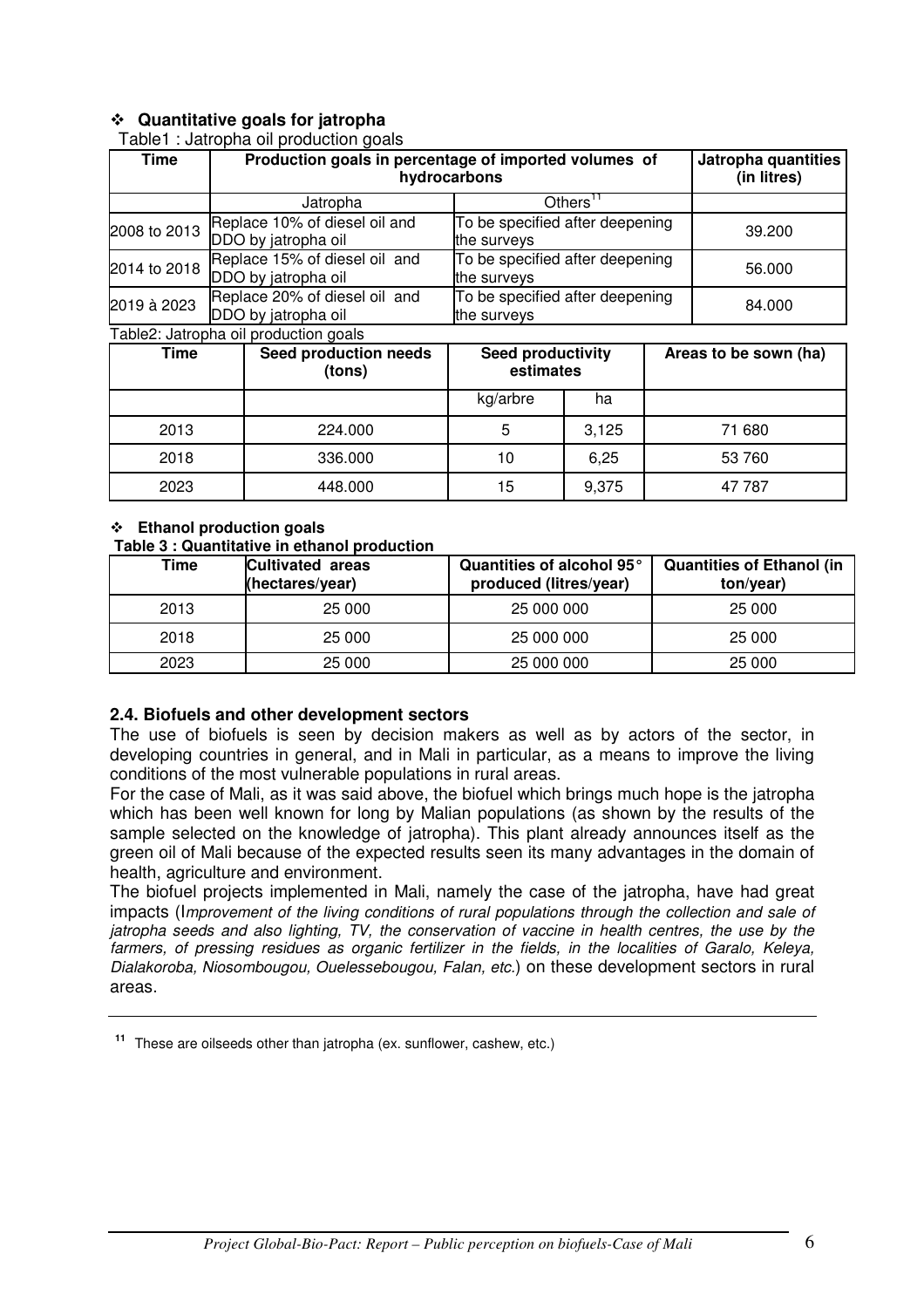- **Quantitative goals for jatropha**

Table1 : Jatropha oil production goals

| Time | Production goals in percentage of imported volumes of hydrocarbons | | Jatropha quantities (in litres) |
|---|---|---|---|
| | Jatropha | Others[11] | |
| 2008 to 2013 | Replace 10% of diesel oil and DDO by jatropha oil | To be specified after deepening the surveys | 39.200 |
| 2014 to 2018 | Replace 15% of diesel oil and DDO by jatropha oil | To be specified after deepening the surveys | 56.000 |
| 2019 à 2023 | Replace 20% of diesel oil and DDO by jatropha oil | To be specified after deepening the surveys | 84.000 |

Table2: Jatropha oil production goals

| Time | Seed production needs (tons) | Seed productivity estimates | | Areas to be sown (ha) |
|---|---|---|---|---|
| | | kg/arbre | ha | |
| 2013 | 224.000 | 5 | 3,125 | 71 680 |
| 2018 | 336.000 | 10 | 6,25 | 53 760 |
| 2023 | 448.000 | 15 | 9,375 | 47 787 |

- **Ethanol production goals**

**Table 3 : Quantitative in ethanol production**

| Time | Cultivated areas (hectares/year) | Quantities of alcohol 95° produced (litres/year) | Quantities of Ethanol (in ton/year) |
|---|---|---|---|
| 2013 | 25 000 | 25 000 000 | 25 000 |
| 2018 | 25 000 | 25 000 000 | 25 000 |
| 2023 | 25 000 | 25 000 000 | 25 000 |

### 2.4. Biofuels and other development sectors

The use of biofuels is seen by decision makers as well as by actors of the sector, in developing countries in general, and in Mali in particular, as a means to improve the living conditions of the most vulnerable populations in rural areas.

For the case of Mali, as it was said above, the biofuel which brings much hope is the jatropha which has been well known for long by Malian populations (as shown by the results of the sample selected on the knowledge of jatropha). This plant already announces itself as the green oil of Mali because of the expected results seen its many advantages in the domain of health, agriculture and environment.

The biofuel projects implemented in Mali, namely the case of the jatropha, have had great impacts (*Improvement of the living conditions of rural populations through the collection and sale of jatropha seeds and also lighting, TV, the conservation of vaccine in health centres, the use by the farmers, of pressing residues as organic fertilizer in the fields, in the localities of Garalo, Keleya, Dialakoroba, Niosombougou, Ouelessebougou, Falan, etc.*) on these development sectors in rural areas.

---

[11] These are oilseeds other than jatropha (ex. sunflower, cashew, etc.)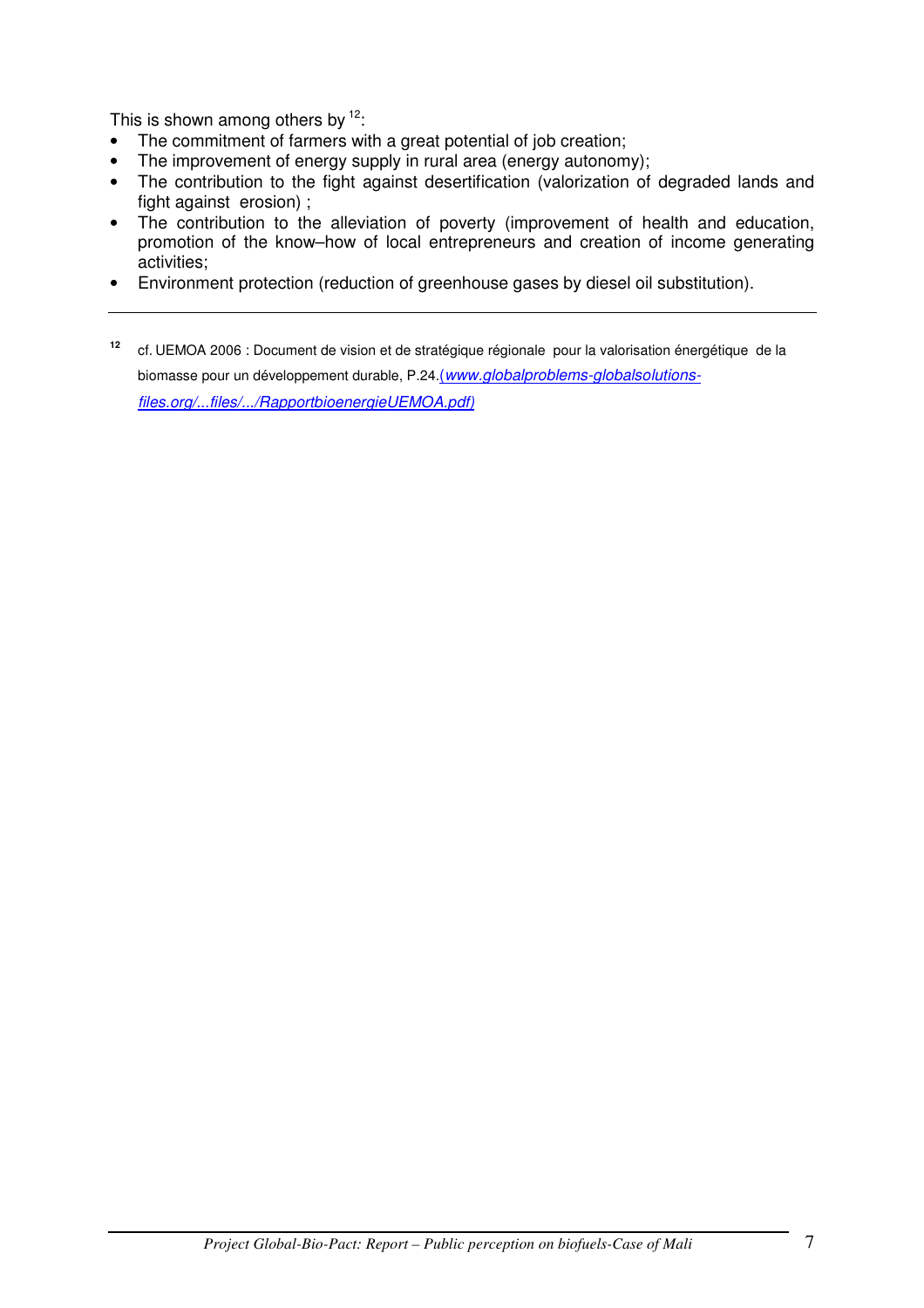This is shown among others by [12]:

- The commitment of farmers with a great potential of job creation;
- The improvement of energy supply in rural area (energy autonomy);
- The contribution to the fight against desertification (valorization of degraded lands and fight against erosion) ;
- The contribution to the alleviation of poverty (improvement of health and education, promotion of the know–how of local entrepreneurs and creation of income generating activities;
- Environment protection (reduction of greenhouse gases by diesel oil substitution).

---

[12] cf. UEMOA 2006 : Document de vision et de stratégique régionale pour la valorisation énergétique de la biomasse pour un développement durable, P.24.(*www.globalproblems-globalsolutions-files.org/...files/.../RapportbioenergieUEMOA.pdf)*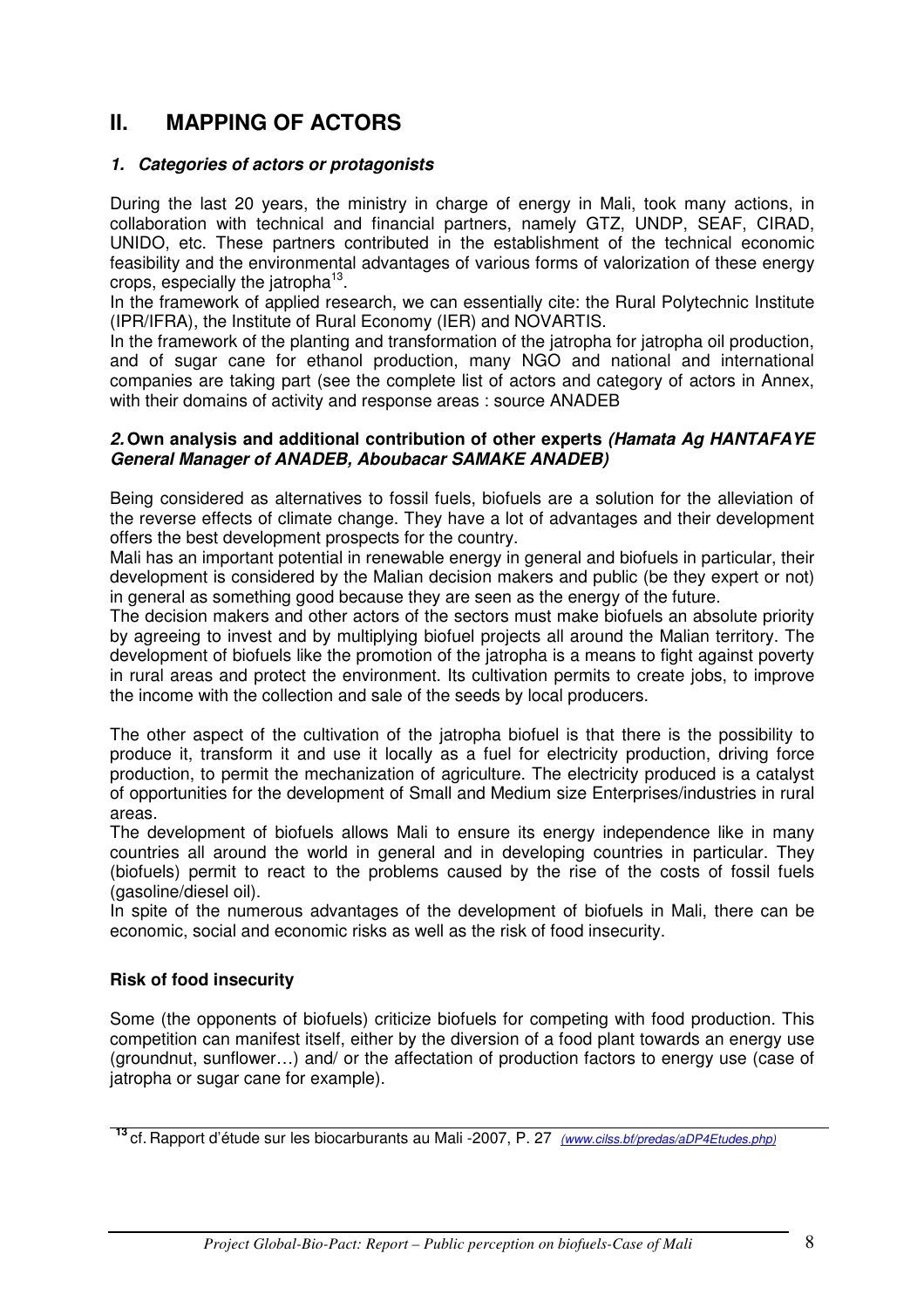# II. MAPPING OF ACTORS

### *1. Categories of actors or protagonists*

During the last 20 years, the ministry in charge of energy in Mali, took many actions, in collaboration with technical and financial partners, namely GTZ, UNDP, SEAF, CIRAD, UNIDO, etc. These partners contributed in the establishment of the technical economic feasibility and the environmental advantages of various forms of valorization of these energy crops, especially the jatropha[13].

In the framework of applied research, we can essentially cite: the Rural Polytechnic Institute (IPR/IFRA), the Institute of Rural Economy (IER) and NOVARTIS.

In the framework of the planting and transformation of the jatropha for jatropha oil production, and of sugar cane for ethanol production, many NGO and national and international companies are taking part (see the complete list of actors and category of actors in Annex, with their domains of activity and response areas : source ANADEB

### *2.* Own analysis and additional contribution of other experts *(Hamata Ag HANTAFAYE General Manager of ANADEB, Aboubacar SAMAKE ANADEB)*

Being considered as alternatives to fossil fuels, biofuels are a solution for the alleviation of the reverse effects of climate change. They have a lot of advantages and their development offers the best development prospects for the country.

Mali has an important potential in renewable energy in general and biofuels in particular, their development is considered by the Malian decision makers and public (be they expert or not) in general as something good because they are seen as the energy of the future.

The decision makers and other actors of the sectors must make biofuels an absolute priority by agreeing to invest and by multiplying biofuel projects all around the Malian territory. The development of biofuels like the promotion of the jatropha is a means to fight against poverty in rural areas and protect the environment. Its cultivation permits to create jobs, to improve the income with the collection and sale of the seeds by local producers.

The other aspect of the cultivation of the jatropha biofuel is that there is the possibility to produce it, transform it and use it locally as a fuel for electricity production, driving force production, to permit the mechanization of agriculture. The electricity produced is a catalyst of opportunities for the development of Small and Medium size Enterprises/industries in rural areas.

The development of biofuels allows Mali to ensure its energy independence like in many countries all around the world in general and in developing countries in particular. They (biofuels) permit to react to the problems caused by the rise of the costs of fossil fuels (gasoline/diesel oil).

In spite of the numerous advantages of the development of biofuels in Mali, there can be economic, social and economic risks as well as the risk of food insecurity.

**Risk of food insecurity**

Some (the opponents of biofuels) criticize biofuels for competing with food production. This competition can manifest itself, either by the diversion of a food plant towards an energy use (groundnut, sunflower…) and/ or the affectation of production factors to energy use (case of jatropha or sugar cane for example).

---

[13] cf. Rapport d'étude sur les biocarburants au Mali -2007, P. 27 *(www.cilss.bf/predas/aDP4Etudes.php)*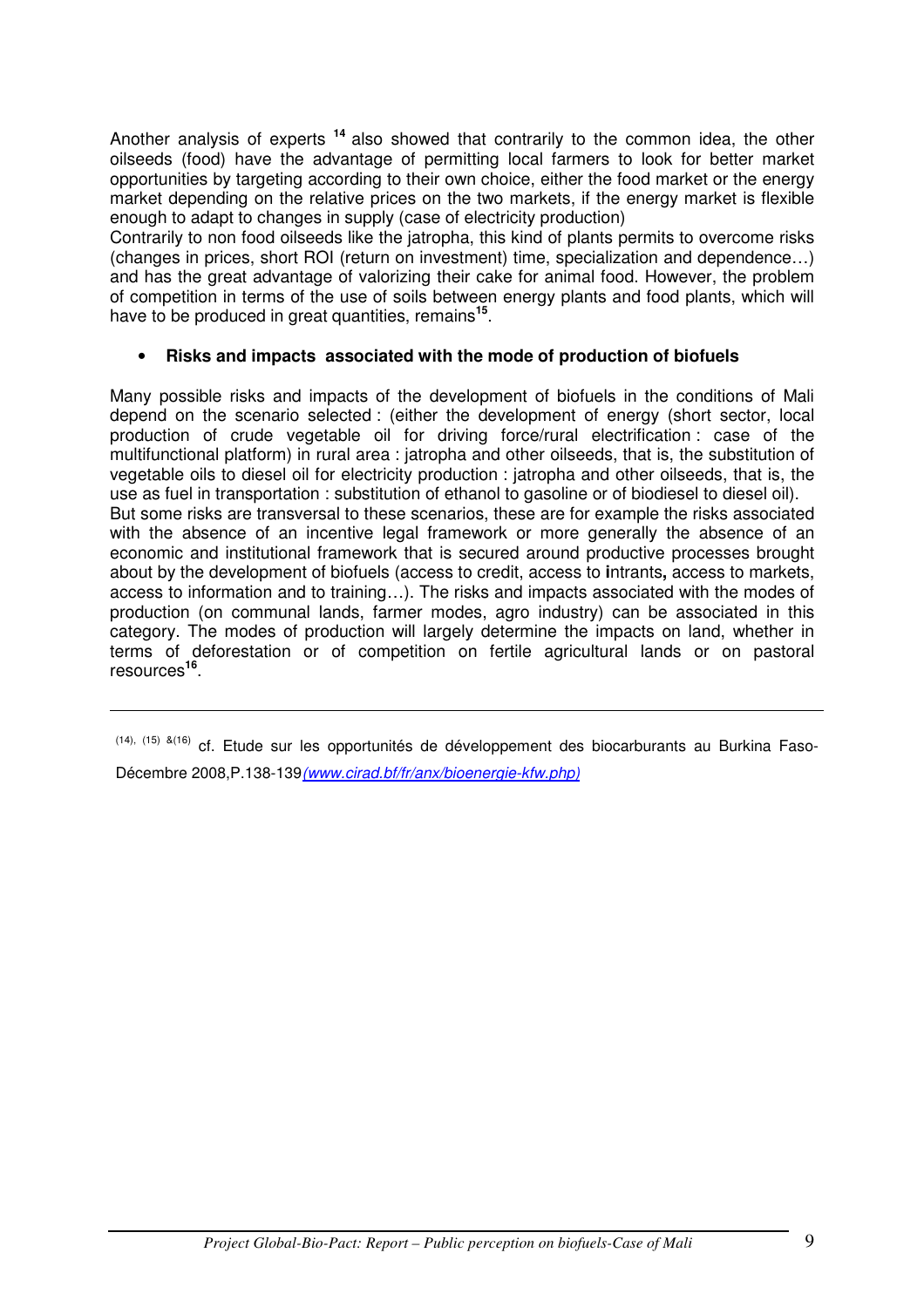Another analysis of experts [14] also showed that contrarily to the common idea, the other oilseeds (food) have the advantage of permitting local farmers to look for better market opportunities by targeting according to their own choice, either the food market or the energy market depending on the relative prices on the two markets, if the energy market is flexible enough to adapt to changes in supply (case of electricity production)

Contrarily to non food oilseeds like the jatropha, this kind of plants permits to overcome risks (changes in prices, short ROI (return on investment) time, specialization and dependence…) and has the great advantage of valorizing their cake for animal food. However, the problem of competition in terms of the use of soils between energy plants and food plants, which will have to be produced in great quantities, remains[15].

- **Risks and impacts associated with the mode of production of biofuels**

Many possible risks and impacts of the development of biofuels in the conditions of Mali depend on the scenario selected : (either the development of energy (short sector, local production of crude vegetable oil for driving force/rural electrification : case of the multifunctional platform) in rural area : jatropha and other oilseeds, that is, the substitution of vegetable oils to diesel oil for electricity production : jatropha and other oilseeds, that is, the use as fuel in transportation : substitution of ethanol to gasoline or of biodiesel to diesel oil).

But some risks are transversal to these scenarios, these are for example the risks associated with the absence of an incentive legal framework or more generally the absence of an economic and institutional framework that is secured around productive processes brought about by the development of biofuels (access to credit, access to **i**ntrants**,** access to markets, access to information and to training…). The risks and impacts associated with the modes of production (on communal lands, farmer modes, agro industry) can be associated in this category. The modes of production will largely determine the impacts on land, whether in terms of deforestation or of competition on fertile agricultural lands or on pastoral resources[16].

---

(14), (15) &(16) cf. Etude sur les opportunités de développement des biocarburants au Burkina Faso-Décembre 2008,P.138-139*(www.cirad.bf/fr/anx/bioenergie-kfw.php)*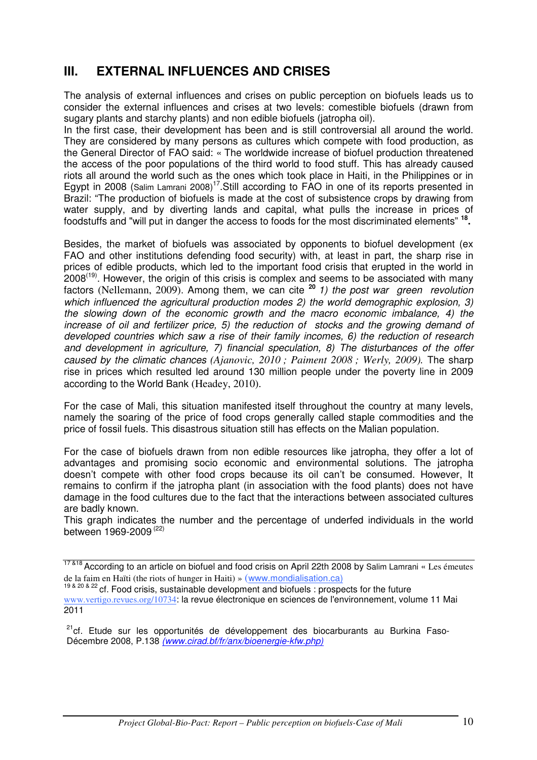# III. EXTERNAL INFLUENCES AND CRISES

The analysis of external influences and crises on public perception on biofuels leads us to consider the external influences and crises at two levels: comestible biofuels (drawn from sugary plants and starchy plants) and non edible biofuels (jatropha oil).

In the first case, their development has been and is still controversial all around the world. They are considered by many persons as cultures which compete with food production, as the General Director of FAO said: « The worldwide increase of biofuel production threatened the access of the poor populations of the third world to food stuff. This has already caused riots all around the world such as the ones which took place in Haiti, in the Philippines or in Egypt in 2008 (Salim Lamrani 2008)[17].Still according to FAO in one of its reports presented in Brazil: "The production of biofuels is made at the cost of subsistence crops by drawing from water supply, and by diverting lands and capital, what pulls the increase in prices of foodstuffs and "will put in danger the access to foods for the most discriminated elements" **[18].**

Besides, the market of biofuels was associated by opponents to biofuel development (ex FAO and other institutions defending food security) with, at least in part, the sharp rise in prices of edible products, which led to the important food crisis that erupted in the world in 2008[19]. However, the origin of this crisis is complex and seems to be associated with many factors (Nellemann, 2009). Among them, we can cite **[20]** *1) the post war green revolution which influenced the agricultural production modes 2) the world demographic explosion, 3) the slowing down of the economic growth and the macro economic imbalance, 4) the increase of oil and fertilizer price, 5) the reduction of stocks and the growing demand of developed countries which saw a rise of their family incomes, 6) the reduction of research and development in agriculture, 7) financial speculation, 8) The disturbances of the offer caused by the climatic chances (Ajanovic, 2010 ; Paiment 2008 ; Werly, 2009).* The sharp rise in prices which resulted led around 130 million people under the poverty line in 2009 according to the World Bank (Headey, 2010).

For the case of Mali, this situation manifested itself throughout the country at many levels, namely the soaring of the price of food crops generally called staple commodities and the price of fossil fuels. This disastrous situation still has effects on the Malian population.

For the case of biofuels drawn from non edible resources like jatropha, they offer a lot of advantages and promising socio economic and environmental solutions. The jatropha doesn't compete with other food crops because its oil can't be consumed. However, It remains to confirm if the jatropha plant (in association with the food plants) does not have damage in the food cultures due to the fact that the interactions between associated cultures are badly known.

This graph indicates the number and the percentage of underfed individuals in the world between 1969-2009 [(22)]

---

[17 &18] According to an article on biofuel and food crisis on April 22th 2008 by Salim Lamrani « Les émeutes de la faim en Haïti (the riots of hunger in Haiti) » (www.mondialisation.ca)

[19 & 20 & 22] cf. Food crisis, sustainable development and biofuels : prospects for the future www.vertigo.revues.org/10734: la revue électronique en sciences de l'environnement, volume 11 Mai 2011

[21]cf. Etude sur les opportunités de développement des biocarburants au Burkina Faso-Décembre 2008, P.138 *(www.cirad.bf/fr/anx/bioenergie-kfw.php)*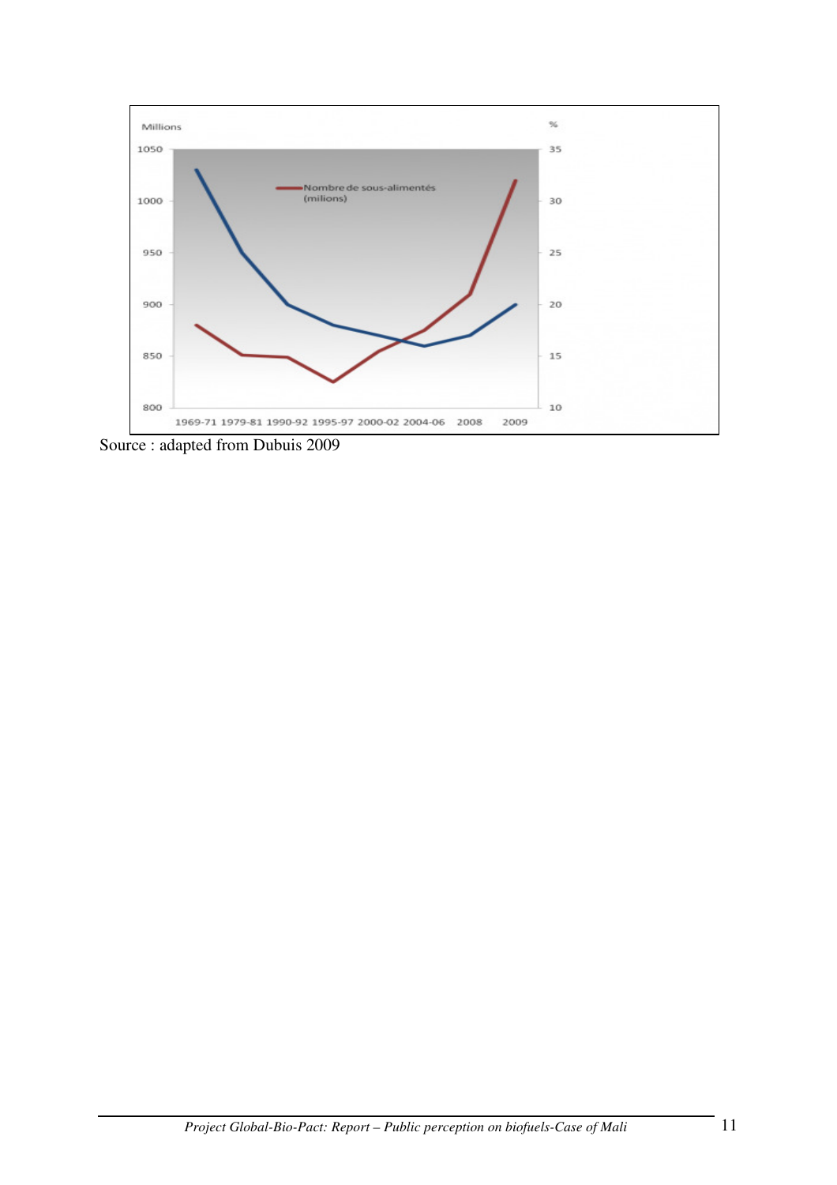Source : adapted from Dubuis 2009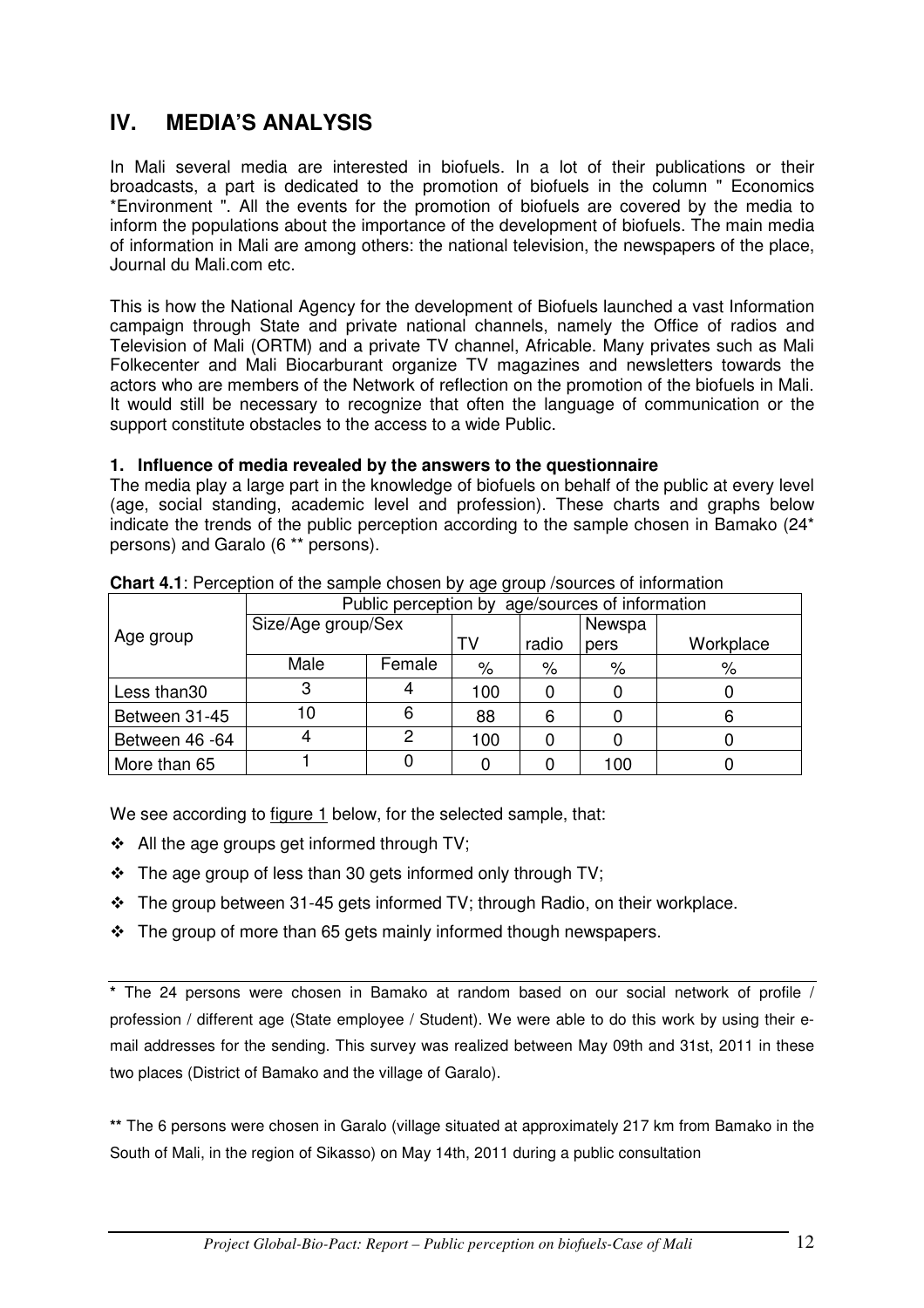# IV. MEDIA'S ANALYSIS

In Mali several media are interested in biofuels. In a lot of their publications or their broadcasts, a part is dedicated to the promotion of biofuels in the column " Economics *Environment ". All the events for the promotion of biofuels are covered by the media to inform the populations about the importance of the development of biofuels. The main media of information in Mali are among others: the national television, the newspapers of the place, Journal du Mali.com etc.

This is how the National Agency for the development of Biofuels launched a vast Information campaign through State and private national channels, namely the Office of radios and Television of Mali (ORTM) and a private TV channel, Africable. Many privates such as Mali Folkecenter and Mali Biocarburant organize TV magazines and newsletters towards the actors who are members of the Network of reflection on the promotion of the biofuels in Mali. It would still be necessary to recognize that often the language of communication or the support constitute obstacles to the access to a wide Public.

### 1. Influence of media revealed by the answers to the questionnaire

The media play a large part in the knowledge of biofuels on behalf of the public at every level (age, social standing, academic level and profession). These charts and graphs below indicate the trends of the public perception according to the sample chosen in Bamako (24* persons) and Garalo (6 ** persons).

**Chart 4.1**: Perception of the sample chosen by age group /sources of information

| Age group | Public perception by age/sources of information | | | | | |
|---|---|---|---|---|---|---|
| | Size/Age group/Sex | | TV | radio | Newspapers | Workplace |
| | Male | Female | % | % | % | % |
| Less than30 | 3 | 4 | 100 | 0 | 0 | 0 |
| Between 31-45 | 10 | 6 | 88 | 6 | 0 | 6 |
| Between 46 -64 | 4 | 2 | 100 | 0 | 0 | 0 |
| More than 65 | 1 | 0 | 0 | 0 | 100 | 0 |

We see according to figure 1 below, for the selected sample, that:

- All the age groups get informed through TV;
- The age group of less than 30 gets informed only through TV;
- The group between 31-45 gets informed TV; through Radio, on their workplace.
- The group of more than 65 gets mainly informed though newspapers.

---

**\*** The 24 persons were chosen in Bamako at random based on our social network of profile / profession / different age (State employee / Student). We were able to do this work by using their e-mail addresses for the sending. This survey was realized between May 09th and 31st, 2011 in these two places (District of Bamako and the village of Garalo).

**\*\*** The 6 persons were chosen in Garalo (village situated at approximately 217 km from Bamako in the South of Mali, in the region of Sikasso) on May 14th, 2011 during a public consultation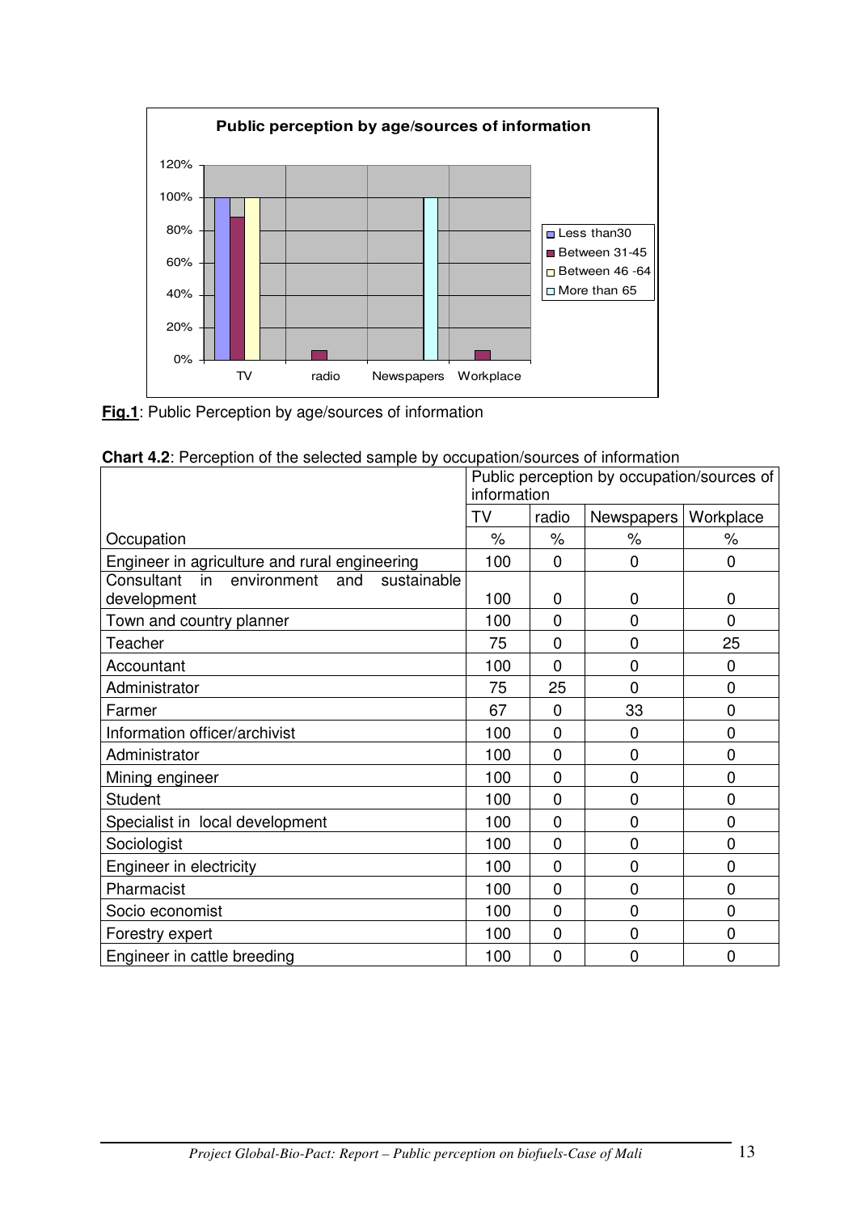**Fig.1**: Public Perception by age/sources of information

**Chart 4.2**: Perception of the selected sample by occupation/sources of information

| | Public perception by occupation/sources of information | | | |
|---|---|---|---|---|
| | TV | radio | Newspapers | Workplace |
| Occupation | % | % | % | % |
| Engineer in agriculture and rural engineering | 100 | 0 | 0 | 0 |
| Consultant in environment and sustainable development | 100 | 0 | 0 | 0 |
| Town and country planner | 100 | 0 | 0 | 0 |
| Teacher | 75 | 0 | 0 | 25 |
| Accountant | 100 | 0 | 0 | 0 |
| Administrator | 75 | 25 | 0 | 0 |
| Farmer | 67 | 0 | 33 | 0 |
| Information officer/archivist | 100 | 0 | 0 | 0 |
| Administrator | 100 | 0 | 0 | 0 |
| Mining engineer | 100 | 0 | 0 | 0 |
| Student | 100 | 0 | 0 | 0 |
| Specialist in local development | 100 | 0 | 0 | 0 |
| Sociologist | 100 | 0 | 0 | 0 |
| Engineer in electricity | 100 | 0 | 0 | 0 |
| Pharmacist | 100 | 0 | 0 | 0 |
| Socio economist | 100 | 0 | 0 | 0 |
| Forestry expert | 100 | 0 | 0 | 0 |
| Engineer in cattle breeding | 100 | 0 | 0 | 0 |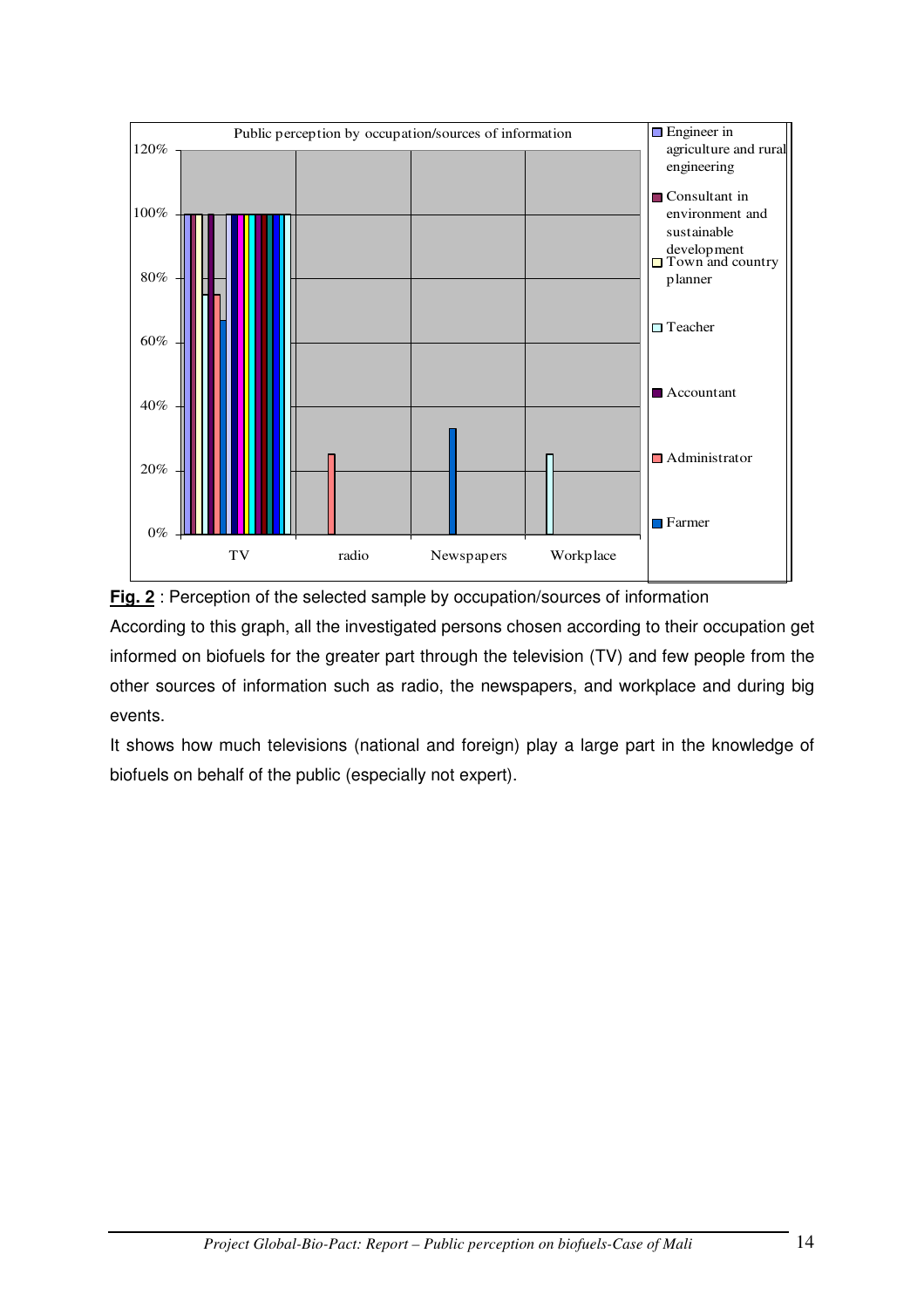**Fig. 2** : Perception of the selected sample by occupation/sources of information

According to this graph, all the investigated persons chosen according to their occupation get informed on biofuels for the greater part through the television (TV) and few people from the other sources of information such as radio, the newspapers, and workplace and during big events.

It shows how much televisions (national and foreign) play a large part in the knowledge of biofuels on behalf of the public (especially not expert).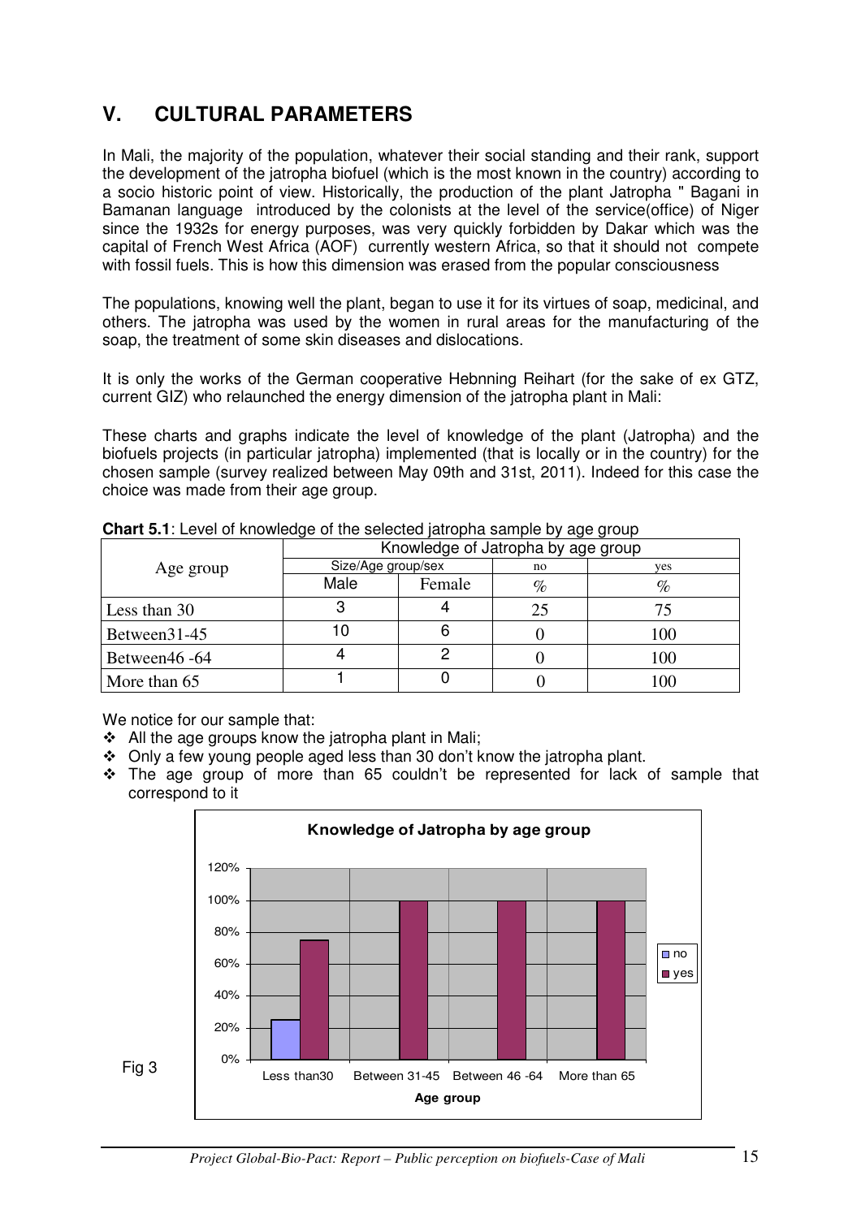## V. CULTURAL PARAMETERS

In Mali, the majority of the population, whatever their social standing and their rank, support the development of the jatropha biofuel (which is the most known in the country) according to a socio historic point of view. Historically, the production of the plant Jatropha " Bagani in Bamanan language introduced by the colonists at the level of the service(office) of Niger since the 1932s for energy purposes, was very quickly forbidden by Dakar which was the capital of French West Africa (AOF) currently western Africa, so that it should not compete with fossil fuels. This is how this dimension was erased from the popular consciousness

The populations, knowing well the plant, began to use it for its virtues of soap, medicinal, and others. The jatropha was used by the women in rural areas for the manufacturing of the soap, the treatment of some skin diseases and dislocations.

It is only the works of the German cooperative Hebnning Reihart (for the sake of ex GTZ, current GIZ) who relaunched the energy dimension of the jatropha plant in Mali:

These charts and graphs indicate the level of knowledge of the plant (Jatropha) and the biofuels projects (in particular jatropha) implemented (that is locally or in the country) for the chosen sample (survey realized between May 09th and 31st, 2011). Indeed for this case the choice was made from their age group.

**Chart 5.1**: Level of knowledge of the selected jatropha sample by age group

| Age group | Knowledge of Jatropha by age group | | | |
|---|---|---|---|---|
| | Size/Age group/sex | | no | yes |
| | Male | Female | % | % |
| Less than 30 | 3 | 4 | 25 | 75 |
| Between31-45 | 10 | 6 | 0 | 100 |
| Between46 -64 | 4 | 2 | 0 | 100 |
| More than 65 | 1 | 0 | 0 | 100 |

We notice for our sample that:

- All the age groups know the jatropha plant in Mali;
- Only a few young people aged less than 30 don't know the jatropha plant.
- The age group of more than 65 couldn't be represented for lack of sample that correspond to it

**Knowledge of Jatropha by age group**

| Age group | no | yes |
|---|---|---|
| Less than30 | 25% | 75% |
| Between 31-45 | 0% | 100% |
| Between 46 -64 | 0% | 100% |
| More than 65 | 0% | 100% |

Fig 3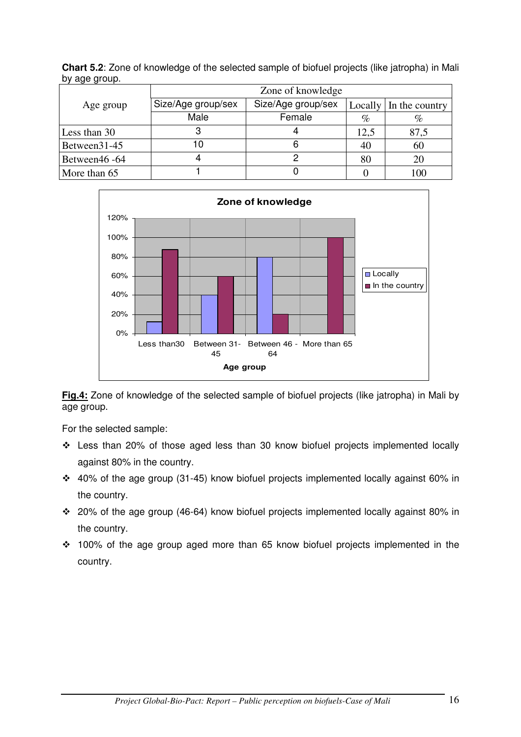**Chart 5.2**: Zone of knowledge of the selected sample of biofuel projects (like jatropha) in Mali by age group.

| Age group | Zone of knowledge | | | |
|---|---|---|---|---|
| | Size/Age group/sex | Size/Age group/sex | Locally | In the country |
| | Male | Female | % | % |
| Less than 30 | 3 | 4 | 12,5 | 87,5 |
| Between31-45 | 10 | 6 | 40 | 60 |
| Between46 -64 | 4 | 2 | 80 | 20 |
| More than 65 | 1 | 0 | 0 | 100 |

**Fig.4:** Zone of knowledge of the selected sample of biofuel projects (like jatropha) in Mali by age group.

For the selected sample:

- Less than 20% of those aged less than 30 know biofuel projects implemented locally against 80% in the country.
- 40% of the age group (31-45) know biofuel projects implemented locally against 60% in the country.
- 20% of the age group (46-64) know biofuel projects implemented locally against 80% in the country.
- 100% of the age group aged more than 65 know biofuel projects implemented in the country.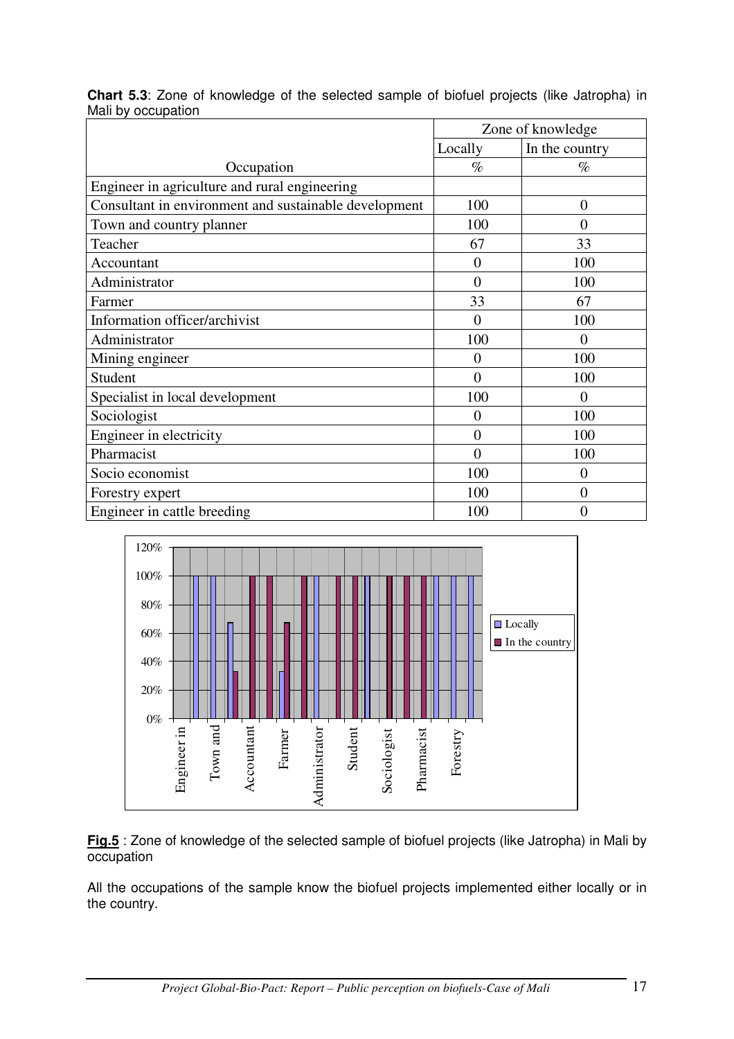**Chart 5.3**: Zone of knowledge of the selected sample of biofuel projects (like Jatropha) in Mali by occupation

| | Zone of knowledge | |
|---|---|---|
| | Locally | In the country |
| Occupation | % | % |
| Engineer in agriculture and rural engineering | | |
| Consultant in environment and sustainable development | 100 | 0 |
| Town and country planner | 100 | 0 |
| Teacher | 67 | 33 |
| Accountant | 0 | 100 |
| Administrator | 0 | 100 |
| Farmer | 33 | 67 |
| Information officer/archivist | 0 | 100 |
| Administrator | 100 | 0 |
| Mining engineer | 0 | 100 |
| Student | 0 | 100 |
| Specialist in local development | 100 | 0 |
| Sociologist | 0 | 100 |
| Engineer in electricity | 0 | 100 |
| Pharmacist | 0 | 100 |
| Socio economist | 100 | 0 |
| Forestry expert | 100 | 0 |
| Engineer in cattle breeding | 100 | 0 |

**Fig.5** : Zone of knowledge of the selected sample of biofuel projects (like Jatropha) in Mali by occupation

All the occupations of the sample know the biofuel projects implemented either locally or in the country.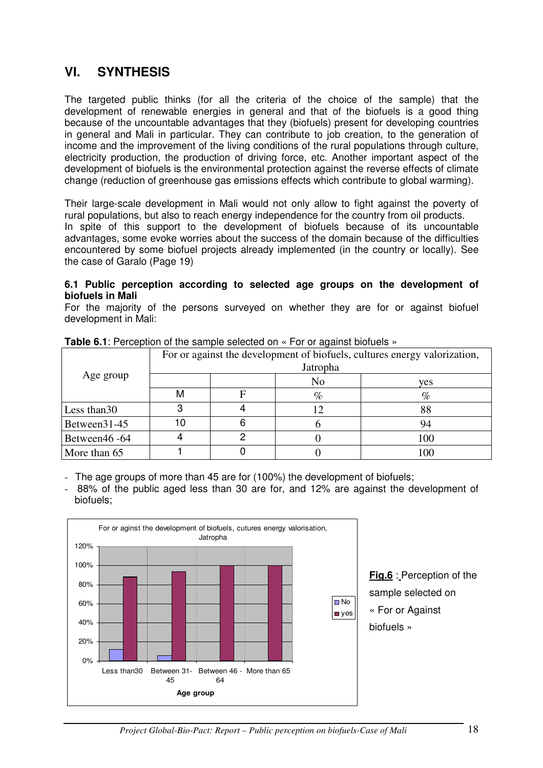# VI. SYNTHESIS

The targeted public thinks (for all the criteria of the choice of the sample) that the development of renewable energies in general and that of the biofuels is a good thing because of the uncountable advantages that they (biofuels) present for developing countries in general and Mali in particular. They can contribute to job creation, to the generation of income and the improvement of the living conditions of the rural populations through culture, electricity production, the production of driving force, etc. Another important aspect of the development of biofuels is the environmental protection against the reverse effects of climate change (reduction of greenhouse gas emissions effects which contribute to global warming).

Their large-scale development in Mali would not only allow to fight against the poverty of rural populations, but also to reach energy independence for the country from oil products.
In spite of this support to the development of biofuels because of its uncountable advantages, some evoke worries about the success of the domain because of the difficulties encountered by some biofuel projects already implemented (in the country or locally). See the case of Garalo (Page 19)

### 6.1 Public perception according to selected age groups on the development of biofuels in Mali

For the majority of the persons surveyed on whether they are for or against biofuel development in Mali:

**Table 6.1**: Perception of the sample selected on « For or against biofuels »

| Age group | For or against the development of biofuels, cultures energy valorization, Jatropha | | | |
|---|---|---|---|---|
| | | | No | yes |
| | M | F | % | % |
| Less than30 | 3 | 4 | 12 | 88 |
| Between31-45 | 10 | 6 | 6 | 94 |
| Between46 -64 | 4 | 2 | 0 | 100 |
| More than 65 | 1 | 0 | 0 | 100 |

- The age groups of more than 45 are for (100%) the development of biofuels;
- 88% of the public aged less than 30 are for, and 12% are against the development of biofuels;

**Fig.6** : Perception of the sample selected on « For or Against biofuels »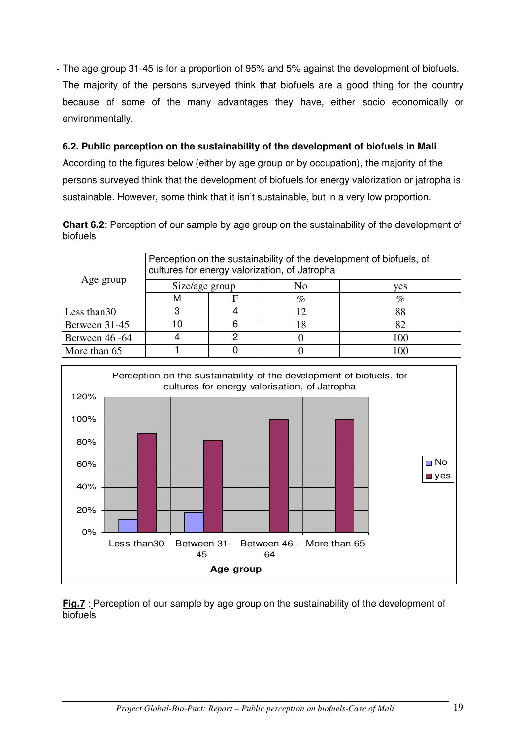- The age group 31-45 is for a proportion of 95% and 5% against the development of biofuels. The majority of the persons surveyed think that biofuels are a good thing for the country because of some of the many advantages they have, either socio economically or environmentally.

### 6.2. Public perception on the sustainability of the development of biofuels in Mali

According to the figures below (either by age group or by occupation), the majority of the persons surveyed think that the development of biofuels for energy valorization or jatropha is sustainable. However, some think that it isn't sustainable, but in a very low proportion.

**Chart 6.2**: Perception of our sample by age group on the sustainability of the development of biofuels

| Age group | Perception on the sustainability of the development of biofuels, of cultures for energy valorization, of Jatropha | | | |
|---|---|---|---|---|
| | Size/age group | | No | yes |
| | M | F | % | % |
| Less than30 | 3 | 4 | 12 | 88 |
| Between 31-45 | 10 | 6 | 18 | 82 |
| Between 46 -64 | 4 | 2 | 0 | 100 |
| More than 65 | 1 | 0 | 0 | 100 |

**Fig.7** : Perception of our sample by age group on the sustainability of the development of biofuels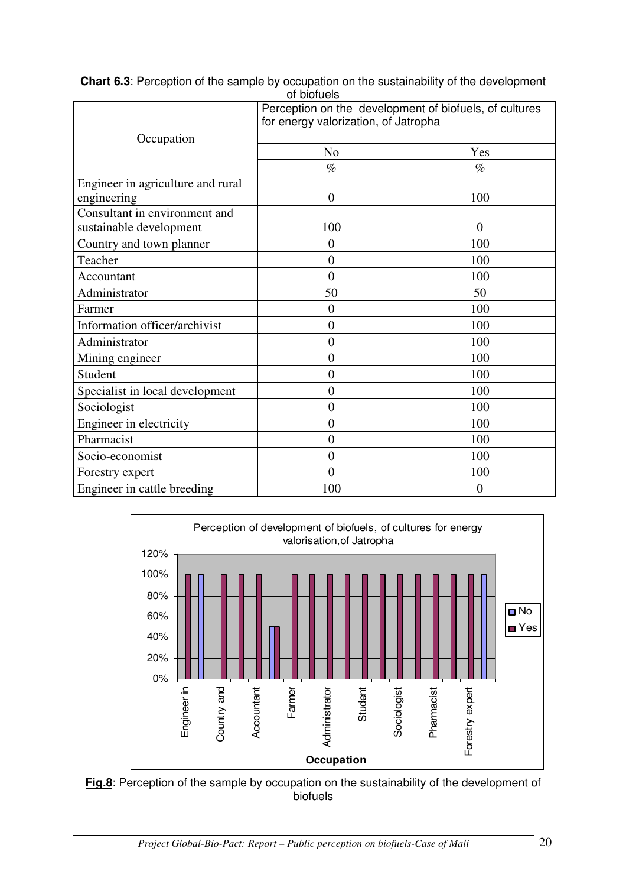**Chart 6.3**: Perception of the sample by occupation on the sustainability of the development of biofuels

| Occupation | Perception on the development of biofuels, of cultures for energy valorization, of Jatropha | |
|---|---|---|
| | No | Yes |
| | % | % |
| Engineer in agriculture and rural engineering | 0 | 100 |
| Consultant in environment and sustainable development | 100 | 0 |
| Country and town planner | 0 | 100 |
| Teacher | 0 | 100 |
| Accountant | 0 | 100 |
| Administrator | 50 | 50 |
| Farmer | 0 | 100 |
| Information officer/archivist | 0 | 100 |
| Administrator | 0 | 100 |
| Mining engineer | 0 | 100 |
| Student | 0 | 100 |
| Specialist in local development | 0 | 100 |
| Sociologist | 0 | 100 |
| Engineer in electricity | 0 | 100 |
| Pharmacist | 0 | 100 |
| Socio-economist | 0 | 100 |
| Forestry expert | 0 | 100 |
| Engineer in cattle breeding | 100 | 0 |

**Fig.8**: Perception of the sample by occupation on the sustainability of the development of biofuels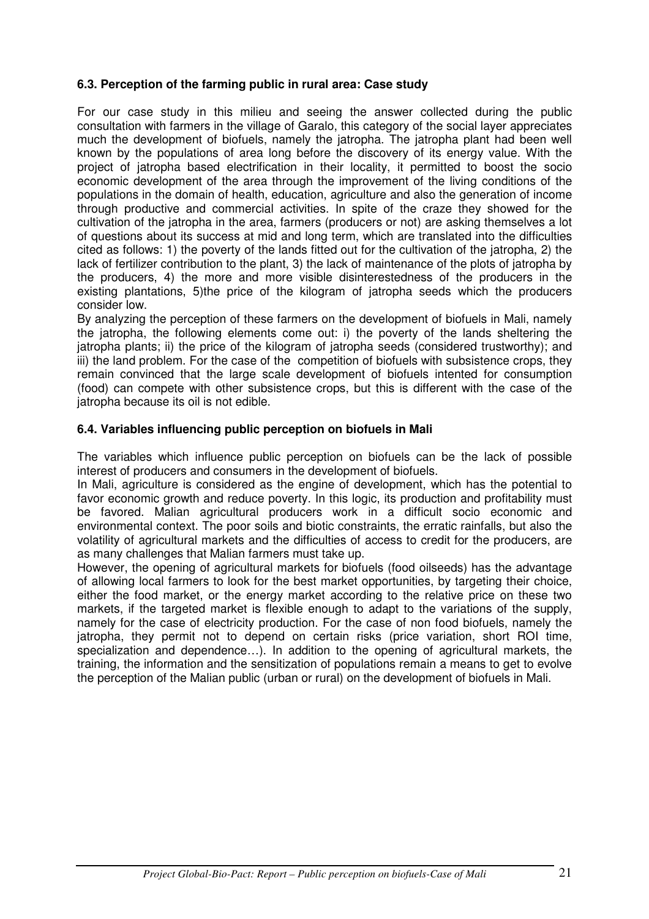### 6.3. Perception of the farming public in rural area: Case study

For our case study in this milieu and seeing the answer collected during the public consultation with farmers in the village of Garalo, this category of the social layer appreciates much the development of biofuels, namely the jatropha. The jatropha plant had been well known by the populations of area long before the discovery of its energy value. With the project of jatropha based electrification in their locality, it permitted to boost the socio economic development of the area through the improvement of the living conditions of the populations in the domain of health, education, agriculture and also the generation of income through productive and commercial activities. In spite of the craze they showed for the cultivation of the jatropha in the area, farmers (producers or not) are asking themselves a lot of questions about its success at mid and long term, which are translated into the difficulties cited as follows: 1) the poverty of the lands fitted out for the cultivation of the jatropha, 2) the lack of fertilizer contribution to the plant, 3) the lack of maintenance of the plots of jatropha by the producers, 4) the more and more visible disinterestedness of the producers in the existing plantations, 5)the price of the kilogram of jatropha seeds which the producers consider low.

By analyzing the perception of these farmers on the development of biofuels in Mali, namely the jatropha, the following elements come out: i) the poverty of the lands sheltering the jatropha plants; ii) the price of the kilogram of jatropha seeds (considered trustworthy); and iii) the land problem. For the case of the competition of biofuels with subsistence crops, they remain convinced that the large scale development of biofuels intented for consumption (food) can compete with other subsistence crops, but this is different with the case of the jatropha because its oil is not edible.

### 6.4. Variables influencing public perception on biofuels in Mali

The variables which influence public perception on biofuels can be the lack of possible interest of producers and consumers in the development of biofuels.

In Mali, agriculture is considered as the engine of development, which has the potential to favor economic growth and reduce poverty. In this logic, its production and profitability must be favored. Malian agricultural producers work in a difficult socio economic and environmental context. The poor soils and biotic constraints, the erratic rainfalls, but also the volatility of agricultural markets and the difficulties of access to credit for the producers, are as many challenges that Malian farmers must take up.

However, the opening of agricultural markets for biofuels (food oilseeds) has the advantage of allowing local farmers to look for the best market opportunities, by targeting their choice, either the food market, or the energy market according to the relative price on these two markets, if the targeted market is flexible enough to adapt to the variations of the supply, namely for the case of electricity production. For the case of non food biofuels, namely the jatropha, they permit not to depend on certain risks (price variation, short ROI time, specialization and dependence…). In addition to the opening of agricultural markets, the training, the information and the sensitization of populations remain a means to get to evolve the perception of the Malian public (urban or rural) on the development of biofuels in Mali.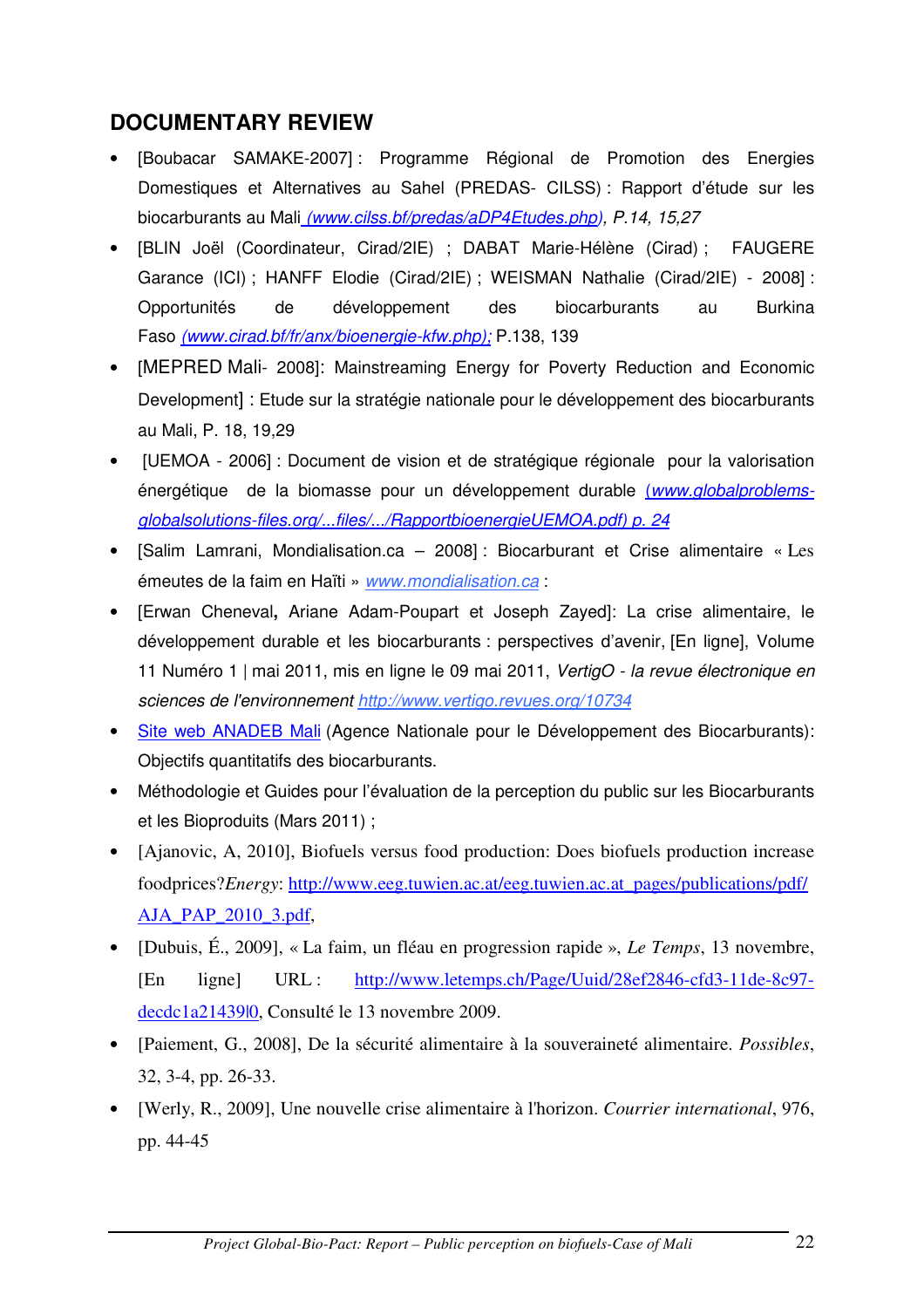## DOCUMENTARY REVIEW

- [Boubacar SAMAKE-2007] : Programme Régional de Promotion des Energies Domestiques et Alternatives au Sahel (PREDAS- CILSS) : Rapport d'étude sur les biocarburants au Mali *(www.cilss.bf/predas/aDP4Etudes.php), P.14, 15,27*
- [BLIN Joël (Coordinateur, Cirad/2IE) ; DABAT Marie-Hélène (Cirad) ; FAUGERE Garance (ICI) ; HANFF Elodie (Cirad/2IE) ; WEISMAN Nathalie (Cirad/2IE) - 2008] : Opportunités de développement des biocarburants au Burkina Faso *(www.cirad.bf/fr/anx/bioenergie-kfw.php);* P.138, 139
- [MEPRED Mali- 2008]: Mainstreaming Energy for Poverty Reduction and Economic Development] : Etude sur la stratégie nationale pour le développement des biocarburants au Mali, P. 18, 19,29
- [UEMOA - 2006] : Document de vision et de stratégique régionale pour la valorisation énergétique de la biomasse pour un développement durable *(www.globalproblems-globalsolutions-files.org/...files/.../RapportbioenergieUEMOA.pdf) p. 24*
- [Salim Lamrani, Mondialisation.ca – 2008] : Biocarburant et Crise alimentaire « Les émeutes de la faim en Haïti » www.mondialisation.ca :
- [Erwan Cheneval**,** Ariane Adam-Poupart et Joseph Zayed]: La crise alimentaire, le développement durable et les biocarburants : perspectives d'avenir, [En ligne], Volume 11 Numéro 1 | mai 2011, mis en ligne le 09 mai 2011, *VertigO - la revue électronique en sciences de l'environnement* http://www.vertigo.revues.org/10734
- Site web ANADEB Mali (Agence Nationale pour le Développement des Biocarburants): Objectifs quantitatifs des biocarburants.
- Méthodologie et Guides pour l'évaluation de la perception du public sur les Biocarburants et les Bioproduits (Mars 2011) ;
- [Ajanovic, A, 2010], Biofuels versus food production: Does biofuels production increase foodprices?*Energy*: http://www.eeg.tuwien.ac.at/eeg.tuwien.ac.at_pages/publications/pdf/AJA_PAP_2010_3.pdf,
- [Dubuis, É., 2009], « La faim, un fléau en progression rapide », *Le Temps*, 13 novembre, [En ligne] URL : http://www.letemps.ch/Page/Uuid/28ef2846-cfd3-11de-8c97-decdc1a21439|0, Consulté le 13 novembre 2009.
- [Paiement, G., 2008], De la sécurité alimentaire à la souveraineté alimentaire. *Possibles*, 32, 3-4, pp. 26-33.
- [Werly, R., 2009], Une nouvelle crise alimentaire à l'horizon. *Courrier international*, 976, pp. 44-45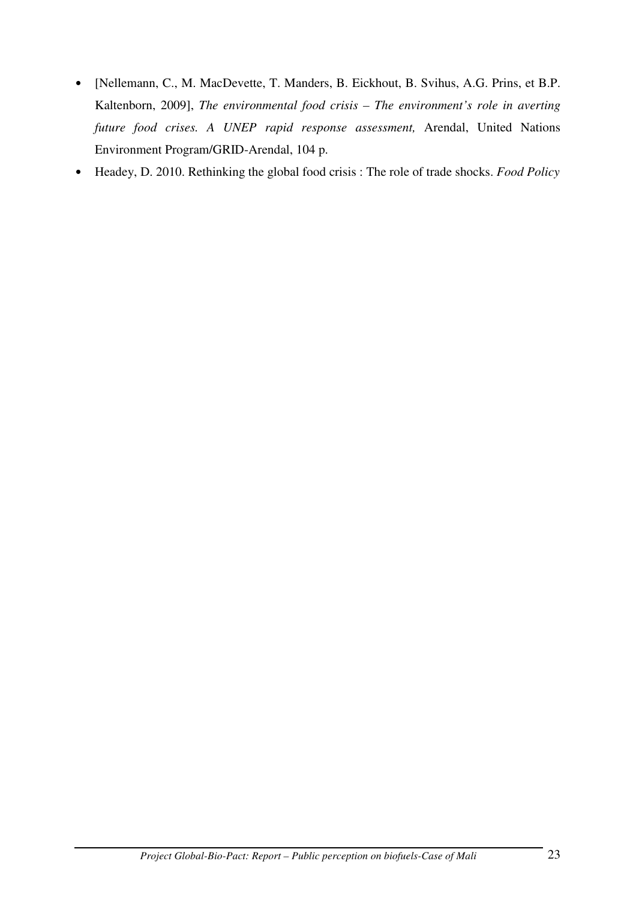- [Nellemann, C., M. MacDevette, T. Manders, B. Eickhout, B. Svihus, A.G. Prins, et B.P. Kaltenborn, 2009], *The environmental food crisis – The environment's role in averting future food crises. A UNEP rapid response assessment,* Arendal, United Nations Environment Program/GRID-Arendal, 104 p.
- Headey, D. 2010. Rethinking the global food crisis : The role of trade shocks. *Food Policy*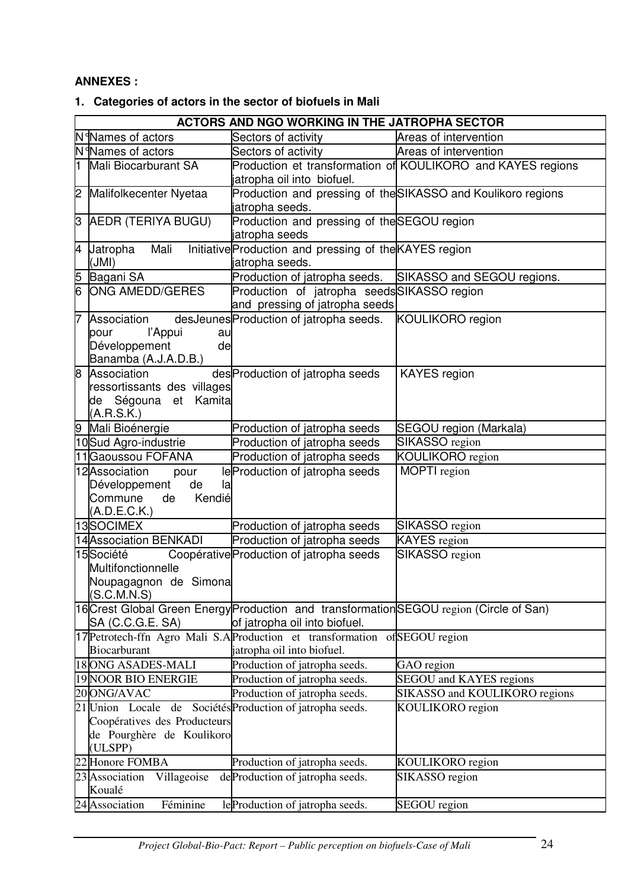**ANNEXES :**

**1. Categories of actors in the sector of biofuels in Mali**

| ACTORS AND NGO WORKING IN THE JATROPHA SECTOR | | | |
|---|---|---|---|
| N° | Names of actors | Sectors of activity | Areas of intervention |
| N° | Names of actors | Sectors of activity | Areas of intervention |
| 1 | Mali Biocarburant SA | Production et transformation of jatropha oil into biofuel. | KOULIKORO and KAYES regions |
| 2 | Malifolkecenter Nyetaa | Production and pressing of the jatropha seeds. | SIKASSO and Koulikoro regions |
| 3 | AEDR (TERIYA BUGU) | Production and pressing of the jatropha seeds | SEGOU region |
| 4 | Jatropha Mali Initiative (JMI) | Production and pressing of the jatropha seeds. | KAYES region |
| 5 | Bagani SA | Production of jatropha seeds. | SIKASSO and SEGOU regions. |
| 6 | ONG AMEDD/GERES | Production of jatropha seeds and pressing of jatropha seeds | SIKASSO region |
| 7 | Association desJeunes pour l'Appui au Développement de Banamba (A.J.A.D.B.) | Production of jatropha seeds. | KOULIKORO region |
| 8 | Association des ressortissants des villages de Ségouna et Kamita (A.R.S.K.) | Production of jatropha seeds | KAYES region |
| 9 | Mali Bioénergie | Production of jatropha seeds | SEGOU region (Markala) |
| 10 | Sud Agro-industrie | Production of jatropha seeds | SIKASSO region |
| 11 | Gaoussou FOFANA | Production of jatropha seeds | KOULIKORO region |
| 12 | Association pour le Développement de la Commune de Kendié (A.D.E.C.K.) | Production of jatropha seeds | MOPTI region |
| 13 | SOCIMEX | Production of jatropha seeds | SIKASSO region |
| 14 | Association BENKADI | Production of jatropha seeds | KAYES region |
| 15 | Société Coopérative Multifonctionnelle Noupagagnon de Simona (S.C.M.N.S) | Production of jatropha seeds | SIKASSO region |
| 16 | Crest Global Green Energy SA (C.C.G.E. SA) | Production and transformation of jatropha oil into biofuel. | SEGOU region (Circle of San) |
| 17 | Petrotech-ffn Agro Mali S.A Biocarburant | Production et transformation of jatropha oil into biofuel. | SEGOU region |
| 18 | ONG ASADES-MALI | Production of jatropha seeds. | GAO region |
| 19 | NOOR BIO ENERGIE | Production of jatropha seeds. | SEGOU and KAYES regions |
| 20 | ONG/AVAC | Production of jatropha seeds. | SIKASSO and KOULIKORO regions |
| 21 | Union Locale de Sociétés Coopératives des Producteurs de Pourghère de Koulikoro (ULSPP) | Production of jatropha seeds. | KOULIKORO region |
| 22 | Honore FOMBA | Production of jatropha seeds. | KOULIKORO region |
| 23 | Association Villageoise de Koualé | Production of jatropha seeds. | SIKASSO region |
| 24 | Association Féminine le | Production of jatropha seeds. | SEGOU region |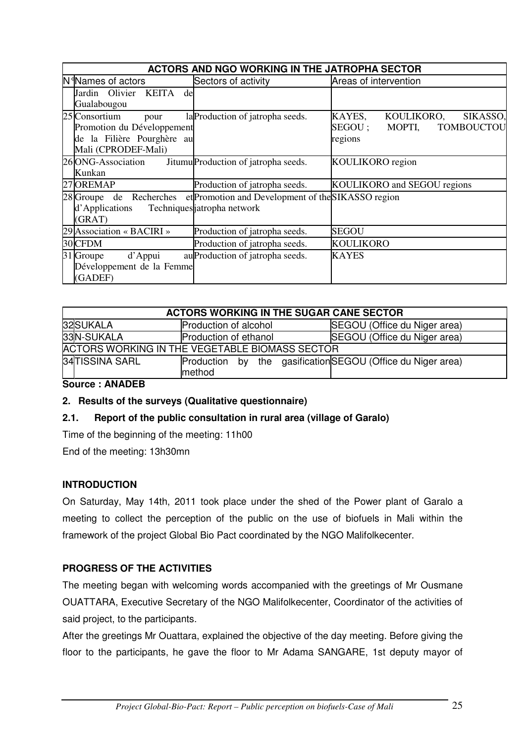| ACTORS AND NGO WORKING IN THE JATROPHA SECTOR | | | |
|---|---|---|---|
| N° | Names of actors | Sectors of activity | Areas of intervention |
| | Jardin Olivier KEITA de Gualabougou | | |
| 25 | Consortium pour la Promotion du Développement de la Filière Pourghère au Mali (CPRODEF-Mali) | Production of jatropha seeds. | KAYES, KOULIKORO, SIKASSO, SEGOU ; MOPTI, TOMBOUCTOU regions |
| 26 | ONG-Association Jitumu Kunkan | Production of jatropha seeds. | KOULIKORO region |
| 27 | OREMAP | Production of jatropha seeds. | KOULIKORO and SEGOU regions |
| 28 | Groupe de Recherches et d'Applications Techniques (GRAT) | Promotion and Development of the jatropha network | SIKASSO region |
| 29 | Association « BACIRI » | Production of jatropha seeds. | SEGOU |
| 30 | CFDM | Production of jatropha seeds. | KOULIKORO |
| 31 | Groupe d'Appui au Développement de la Femme (GADEF) | Production of jatropha seeds. | KAYES |

| ACTORS WORKING IN THE SUGAR CANE SECTOR | | | |
|---|---|---|---|
| 32 | SUKALA | Production of alcohol | SEGOU (Office du Niger area) |
| 33 | N-SUKALA | Production of ethanol | SEGOU (Office du Niger area) |
| ACTORS WORKING IN THE VEGETABLE BIOMASS SECTOR | | | |
| 34 | TISSINA SARL | Production by the gasification method | SEGOU (Office du Niger area) |

**Source : ANADEB**

## 2. Results of the surveys (Qualitative questionnaire)

### 2.1. Report of the public consultation in rural area (village of Garalo)

Time of the beginning of the meeting: 11h00

End of the meeting: 13h30mn

**INTRODUCTION**

On Saturday, May 14th, 2011 took place under the shed of the Power plant of Garalo a meeting to collect the perception of the public on the use of biofuels in Mali within the framework of the project Global Bio Pact coordinated by the NGO Malifolkecenter.

**PROGRESS OF THE ACTIVITIES**

The meeting began with welcoming words accompanied with the greetings of Mr Ousmane OUATTARA, Executive Secretary of the NGO Malifolkecenter, Coordinator of the activities of said project, to the participants.

After the greetings Mr Ouattara, explained the objective of the day meeting. Before giving the floor to the participants, he gave the floor to Mr Adama SANGARE, 1st deputy mayor of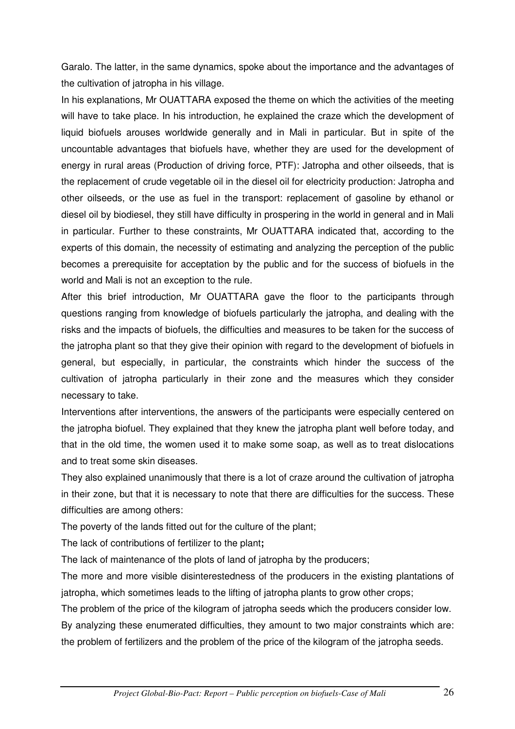Garalo. The latter, in the same dynamics, spoke about the importance and the advantages of the cultivation of jatropha in his village.

In his explanations, Mr OUATTARA exposed the theme on which the activities of the meeting will have to take place. In his introduction, he explained the craze which the development of liquid biofuels arouses worldwide generally and in Mali in particular. But in spite of the uncountable advantages that biofuels have, whether they are used for the development of energy in rural areas (Production of driving force, PTF): Jatropha and other oilseeds, that is the replacement of crude vegetable oil in the diesel oil for electricity production: Jatropha and other oilseeds, or the use as fuel in the transport: replacement of gasoline by ethanol or diesel oil by biodiesel, they still have difficulty in prospering in the world in general and in Mali in particular. Further to these constraints, Mr OUATTARA indicated that, according to the experts of this domain, the necessity of estimating and analyzing the perception of the public becomes a prerequisite for acceptation by the public and for the success of biofuels in the world and Mali is not an exception to the rule.

After this brief introduction, Mr OUATTARA gave the floor to the participants through questions ranging from knowledge of biofuels particularly the jatropha, and dealing with the risks and the impacts of biofuels, the difficulties and measures to be taken for the success of the jatropha plant so that they give their opinion with regard to the development of biofuels in general, but especially, in particular, the constraints which hinder the success of the cultivation of jatropha particularly in their zone and the measures which they consider necessary to take.

Interventions after interventions, the answers of the participants were especially centered on the jatropha biofuel. They explained that they knew the jatropha plant well before today, and that in the old time, the women used it to make some soap, as well as to treat dislocations and to treat some skin diseases.

They also explained unanimously that there is a lot of craze around the cultivation of jatropha in their zone, but that it is necessary to note that there are difficulties for the success. These difficulties are among others:

The poverty of the lands fitted out for the culture of the plant;

The lack of contributions of fertilizer to the plant**;**

The lack of maintenance of the plots of land of jatropha by the producers;

The more and more visible disinterestedness of the producers in the existing plantations of jatropha, which sometimes leads to the lifting of jatropha plants to grow other crops;

The problem of the price of the kilogram of jatropha seeds which the producers consider low.

By analyzing these enumerated difficulties, they amount to two major constraints which are: the problem of fertilizers and the problem of the price of the kilogram of the jatropha seeds.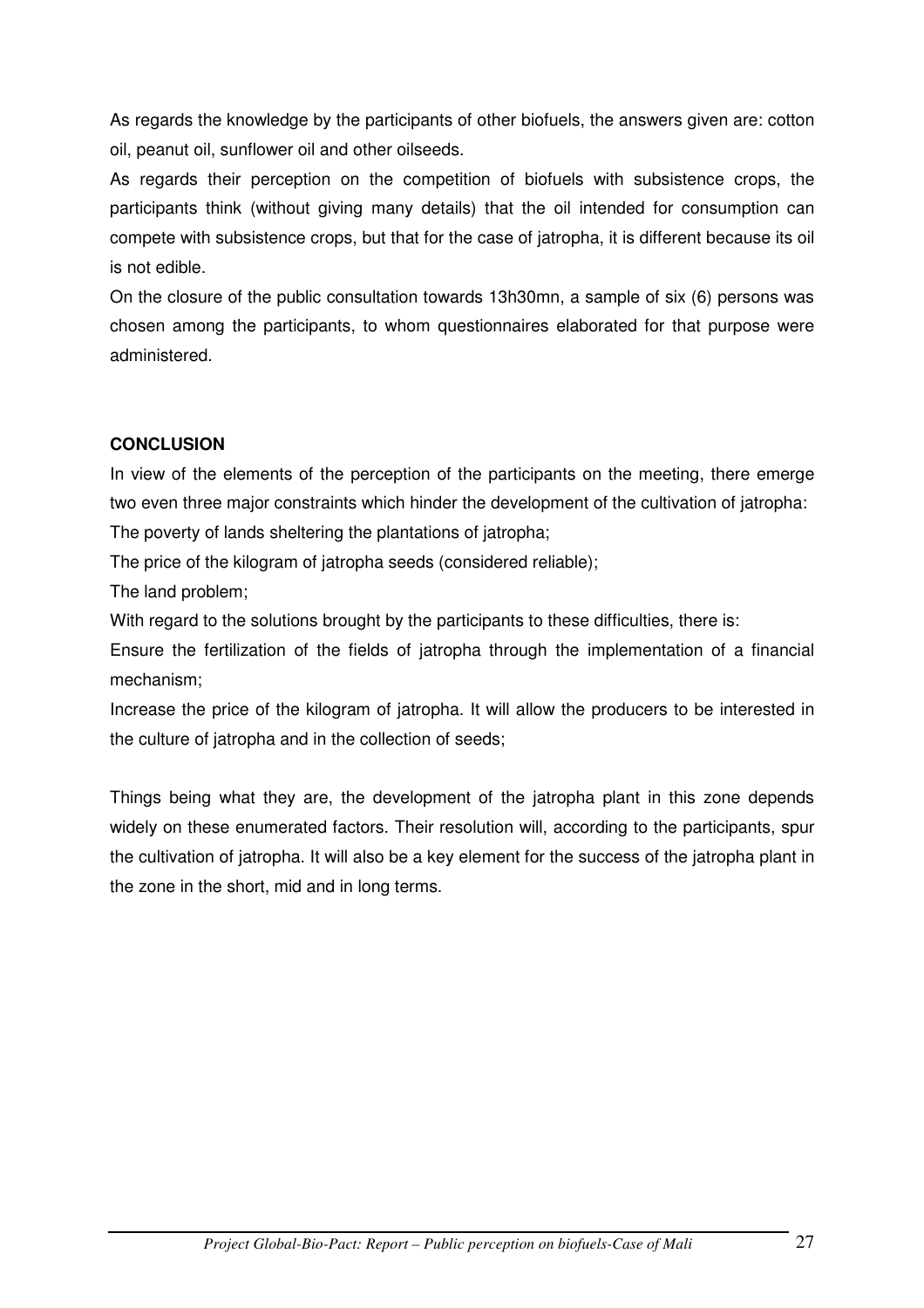As regards the knowledge by the participants of other biofuels, the answers given are: cotton oil, peanut oil, sunflower oil and other oilseeds.

As regards their perception on the competition of biofuels with subsistence crops, the participants think (without giving many details) that the oil intended for consumption can compete with subsistence crops, but that for the case of jatropha, it is different because its oil is not edible.

On the closure of the public consultation towards 13h30mn, a sample of six (6) persons was chosen among the participants, to whom questionnaires elaborated for that purpose were administered.

**CONCLUSION**

In view of the elements of the perception of the participants on the meeting, there emerge two even three major constraints which hinder the development of the cultivation of jatropha:

The poverty of lands sheltering the plantations of jatropha;

The price of the kilogram of jatropha seeds (considered reliable);

The land problem;

With regard to the solutions brought by the participants to these difficulties, there is:

Ensure the fertilization of the fields of jatropha through the implementation of a financial mechanism;

Increase the price of the kilogram of jatropha. It will allow the producers to be interested in the culture of jatropha and in the collection of seeds;

Things being what they are, the development of the jatropha plant in this zone depends widely on these enumerated factors. Their resolution will, according to the participants, spur the cultivation of jatropha. It will also be a key element for the success of the jatropha plant in the zone in the short, mid and in long terms.